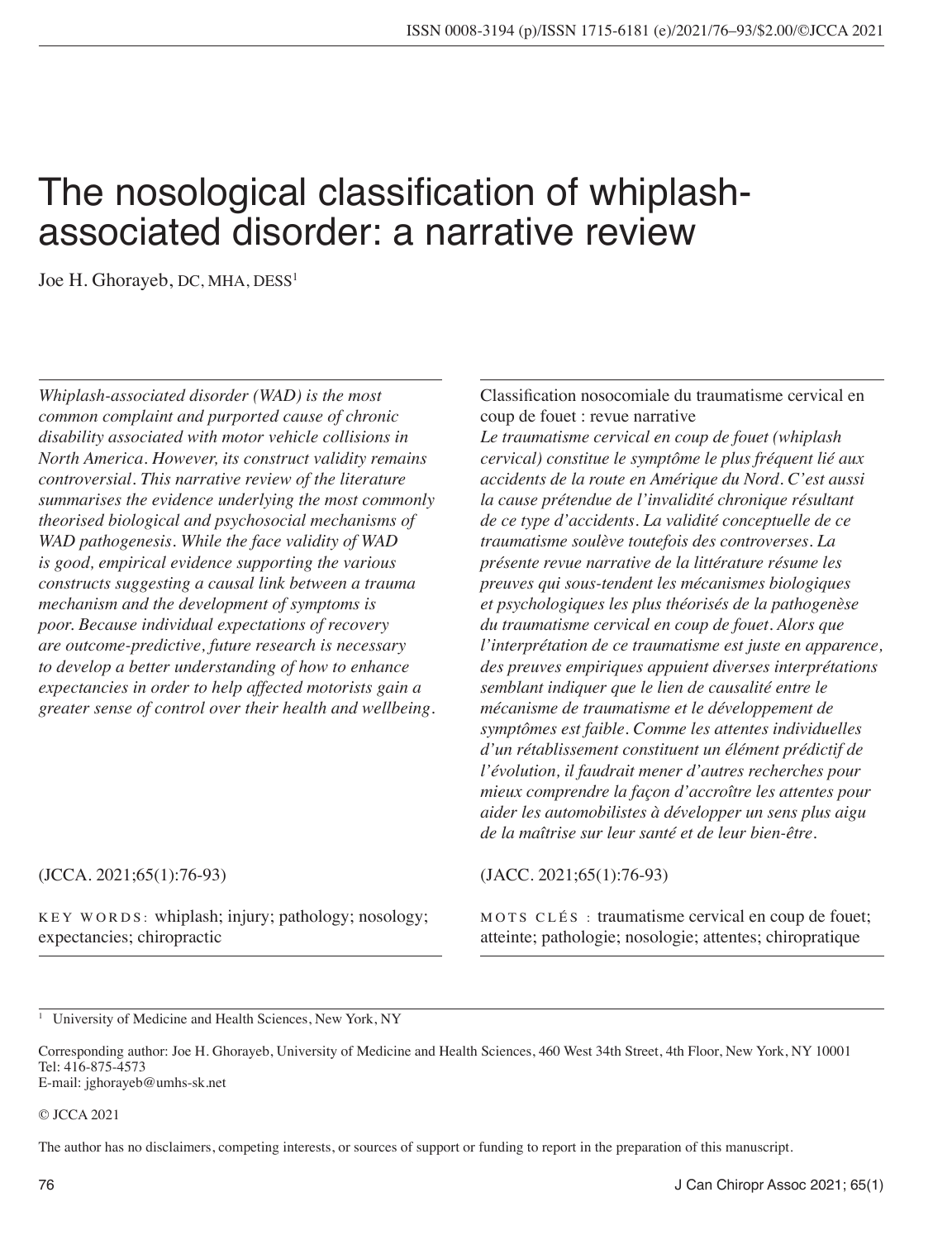# The nosological classification of whiplash-associated disorder: a narrative review

Joe H. Ghorayeb, DC, MHA, DESS[1]

*Whiplash-associated disorder (WAD) is the most common complaint and purported cause of chronic disability associated with motor vehicle collisions in North America. However, its construct validity remains controversial. This narrative review of the literature summarises the evidence underlying the most commonly theorised biological and psychosocial mechanisms of WAD pathogenesis. While the face validity of WAD is good, empirical evidence supporting the various constructs suggesting a causal link between a trauma mechanism and the development of symptoms is poor. Because individual expectations of recovery are outcome-predictive, future research is necessary to develop a better understanding of how to enhance expectancies in order to help affected motorists gain a greater sense of control over their health and wellbeing.*

(JCCA. 2021;65(1):76-93)

KEY WORDS: whiplash; injury; pathology; nosology; expectancies; chiropractic

Classification nosocomiale du traumatisme cervical en coup de fouet : revue narrative

*Le traumatisme cervical en coup de fouet (whiplash cervical) constitue le symptôme le plus fréquent lié aux accidents de la route en Amérique du Nord. C'est aussi la cause prétendue de l'invalidité chronique résultant de ce type d'accidents. La validité conceptuelle de ce traumatisme soulève toutefois des controverses. La présente revue narrative de la littérature résume les preuves qui sous-tendent les mécanismes biologiques et psychologiques les plus théorisés de la pathogenèse du traumatisme cervical en coup de fouet. Alors que l'interprétation de ce traumatisme est juste en apparence, des preuves empiriques appuient diverses interprétations semblant indiquer que le lien de causalité entre le mécanisme de traumatisme et le développement de symptômes est faible. Comme les attentes individuelles d'un rétablissement constituent un élément prédictif de l'évolution, il faudrait mener d'autres recherches pour mieux comprendre la façon d'accroître les attentes pour aider les automobilistes à développer un sens plus aigu de la maîtrise sur leur santé et de leur bien-être.*

(JACC. 2021;65(1):76-93)

MOTS CLÉS : traumatisme cervical en coup de fouet; atteinte; pathologie; nosologie; attentes; chiropratique

---

[1] University of Medicine and Health Sciences, New York, NY

Corresponding author: Joe H. Ghorayeb, University of Medicine and Health Sciences, 460 West 34th Street, 4th Floor, New York, NY 10001
Tel: 416-875-4573
E-mail: jghorayeb@umhs-sk.net

© JCCA 2021

The author has no disclaimers, competing interests, or sources of support or funding to report in the preparation of this manuscript.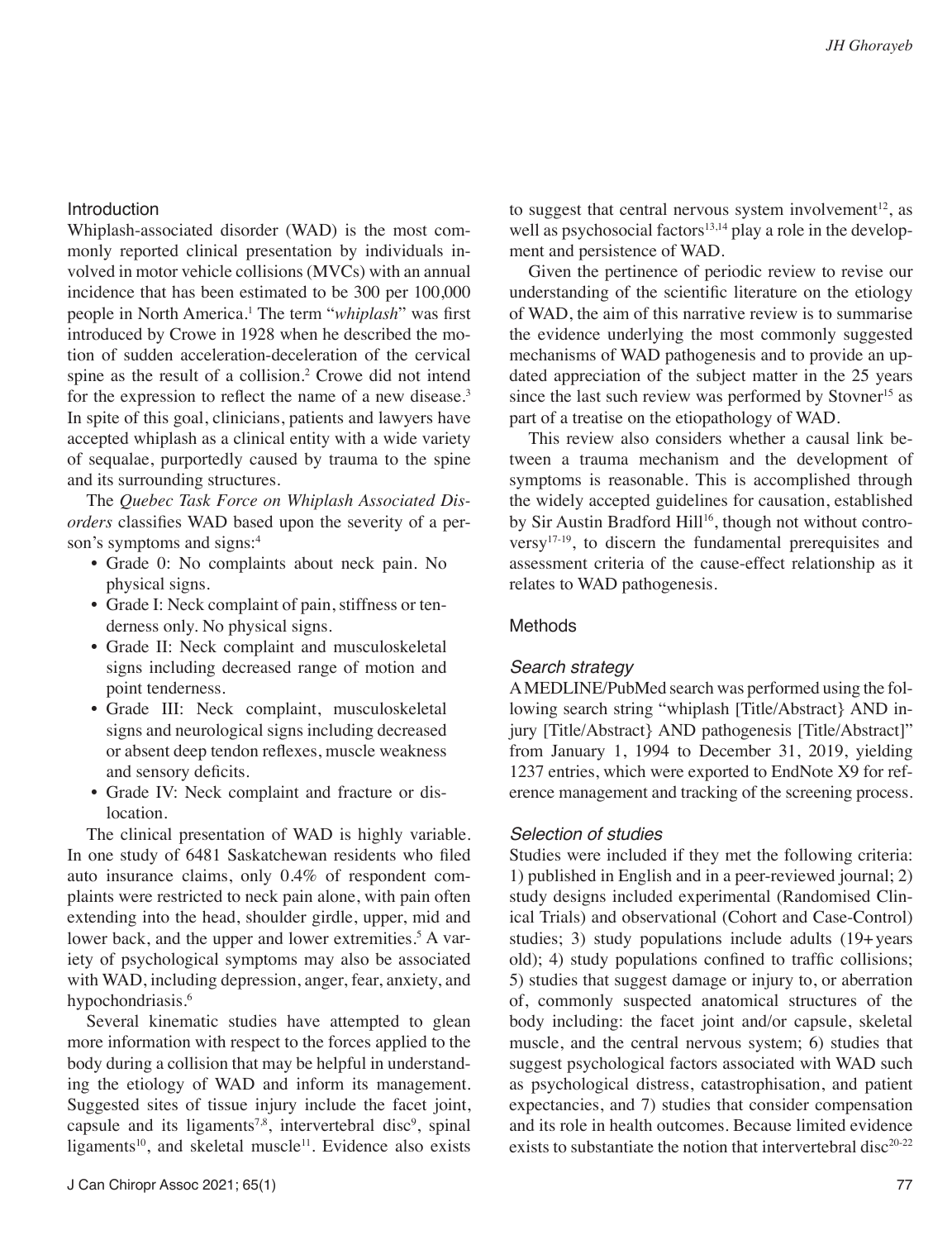## Introduction

Whiplash-associated disorder (WAD) is the most commonly reported clinical presentation by individuals involved in motor vehicle collisions (MVCs) with an annual incidence that has been estimated to be 300 per 100,000 people in North America.[1] The term "*whiplash*" was first introduced by Crowe in 1928 when he described the motion of sudden acceleration-deceleration of the cervical spine as the result of a collision.[2] Crowe did not intend for the expression to reflect the name of a new disease.[3] In spite of this goal, clinicians, patients and lawyers have accepted whiplash as a clinical entity with a wide variety of sequalae, purportedly caused by trauma to the spine and its surrounding structures.

The *Quebec Task Force on Whiplash Associated Disorders* classifies WAD based upon the severity of a person's symptoms and signs:[4]

- Grade 0: No complaints about neck pain. No physical signs.
- Grade I: Neck complaint of pain, stiffness or tenderness only. No physical signs.
- Grade II: Neck complaint and musculoskeletal signs including decreased range of motion and point tenderness.
- Grade III: Neck complaint, musculoskeletal signs and neurological signs including decreased or absent deep tendon reflexes, muscle weakness and sensory deficits.
- Grade IV: Neck complaint and fracture or dislocation.

The clinical presentation of WAD is highly variable. In one study of 6481 Saskatchewan residents who filed auto insurance claims, only 0.4% of respondent complaints were restricted to neck pain alone, with pain often extending into the head, shoulder girdle, upper, mid and lower back, and the upper and lower extremities.[5] A variety of psychological symptoms may also be associated with WAD, including depression, anger, fear, anxiety, and hypochondriasis.[6]

Several kinematic studies have attempted to glean more information with respect to the forces applied to the body during a collision that may be helpful in understanding the etiology of WAD and inform its management. Suggested sites of tissue injury include the facet joint, capsule and its ligaments[7,8], intervertebral disc[9], spinal ligaments[10], and skeletal muscle[11]. Evidence also exists to suggest that central nervous system involvement[12], as well as psychosocial factors[13,14] play a role in the development and persistence of WAD.

Given the pertinence of periodic review to revise our understanding of the scientific literature on the etiology of WAD, the aim of this narrative review is to summarise the evidence underlying the most commonly suggested mechanisms of WAD pathogenesis and to provide an updated appreciation of the subject matter in the 25 years since the last such review was performed by Stovner[15] as part of a treatise on the etiopathology of WAD.

This review also considers whether a causal link between a trauma mechanism and the development of symptoms is reasonable. This is accomplished through the widely accepted guidelines for causation, established by Sir Austin Bradford Hill[16], though not without controversy[17-19], to discern the fundamental prerequisites and assessment criteria of the cause-effect relationship as it relates to WAD pathogenesis.

## Methods

### Search strategy

A MEDLINE/PubMed search was performed using the following search string "whiplash [Title/Abstract} AND injury [Title/Abstract} AND pathogenesis [Title/Abstract]" from January 1, 1994 to December 31, 2019, yielding 1237 entries, which were exported to EndNote X9 for reference management and tracking of the screening process.

### Selection of studies

Studies were included if they met the following criteria: 1) published in English and in a peer-reviewed journal; 2) study designs included experimental (Randomised Clinical Trials) and observational (Cohort and Case-Control) studies; 3) study populations include adults (19+ years old); 4) study populations confined to traffic collisions; 5) studies that suggest damage or injury to, or aberration of, commonly suspected anatomical structures of the body including: the facet joint and/or capsule, skeletal muscle, and the central nervous system; 6) studies that suggest psychological factors associated with WAD such as psychological distress, catastrophisation, and patient expectancies, and 7) studies that consider compensation and its role in health outcomes. Because limited evidence exists to substantiate the notion that intervertebral disc[20-22]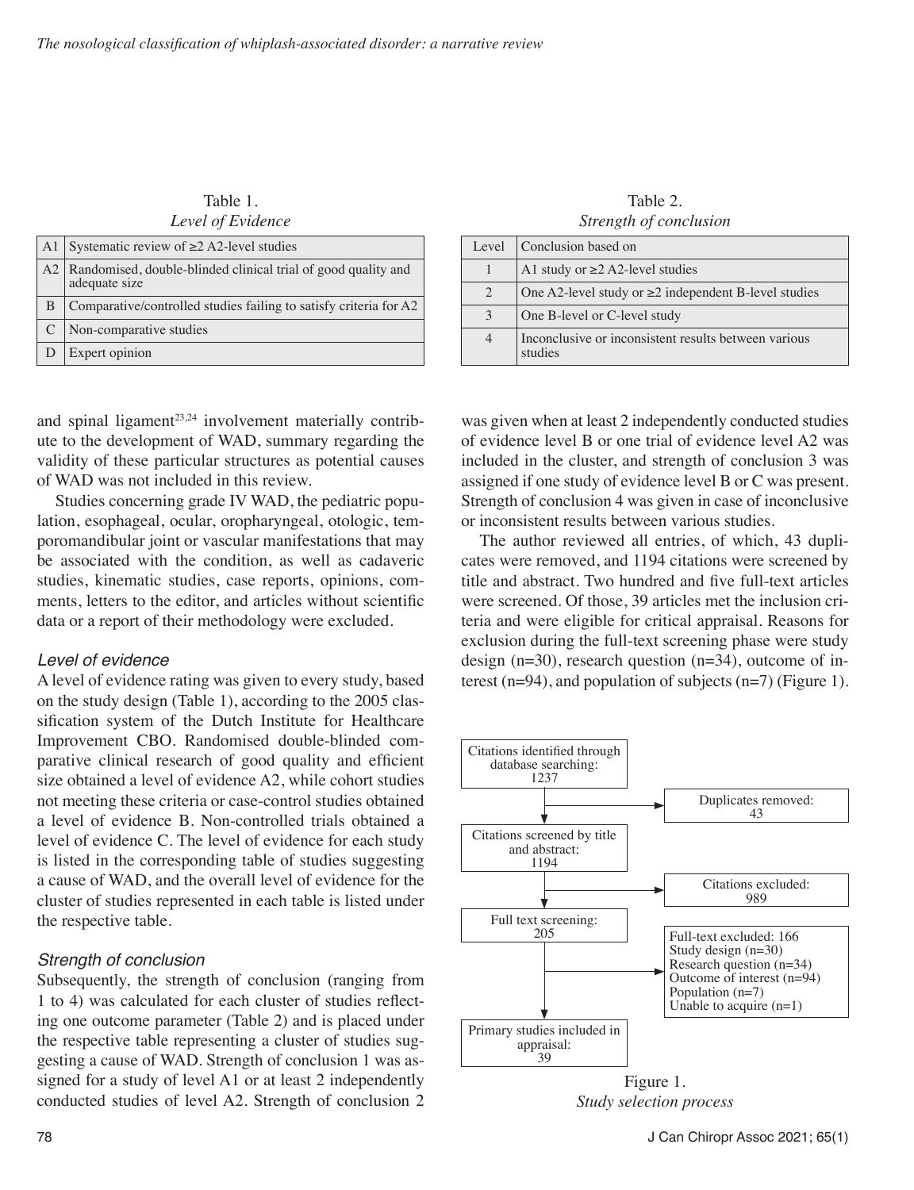Table 1.
*Level of Evidence*

| | |
|---|---|
| A1 | Systematic review of ≥2 A2-level studies |
| A2 | Randomised, double-blinded clinical trial of good quality and adequate size |
| B | Comparative/controlled studies failing to satisfy criteria for A2 |
| C | Non-comparative studies |
| D | Expert opinion |

Table 2.
*Strength of conclusion*

| Level | Conclusion based on |
|---|---|
| 1 | A1 study or ≥2 A2-level studies |
| 2 | One A2-level study or ≥2 independent B-level studies |
| 3 | One B-level or C-level study |
| 4 | Inconclusive or inconsistent results between various studies |

and spinal ligament[23,24] involvement materially contribute to the development of WAD, summary regarding the validity of these particular structures as potential causes of WAD was not included in this review.

Studies concerning grade IV WAD, the pediatric population, esophageal, ocular, oropharyngeal, otologic, temporomandibular joint or vascular manifestations that may be associated with the condition, as well as cadaveric studies, kinematic studies, case reports, opinions, comments, letters to the editor, and articles without scientific data or a report of their methodology were excluded.

### *Level of evidence*

A level of evidence rating was given to every study, based on the study design (Table 1), according to the 2005 classification system of the Dutch Institute for Healthcare Improvement CBO. Randomised double-blinded comparative clinical research of good quality and efficient size obtained a level of evidence A2, while cohort studies not meeting these criteria or case-control studies obtained a level of evidence B. Non-controlled trials obtained a level of evidence C. The level of evidence for each study is listed in the corresponding table of studies suggesting a cause of WAD, and the overall level of evidence for the cluster of studies represented in each table is listed under the respective table.

### *Strength of conclusion*

Subsequently, the strength of conclusion (ranging from 1 to 4) was calculated for each cluster of studies reflecting one outcome parameter (Table 2) and is placed under the respective table representing a cluster of studies suggesting a cause of WAD. Strength of conclusion 1 was assigned for a study of level A1 or at least 2 independently conducted studies of level A2. Strength of conclusion 2 was given when at least 2 independently conducted studies of evidence level B or one trial of evidence level A2 was included in the cluster, and strength of conclusion 3 was assigned if one study of evidence level B or C was present. Strength of conclusion 4 was given in case of inconclusive or inconsistent results between various studies.

The author reviewed all entries, of which, 43 duplicates were removed, and 1194 citations were screened by title and abstract. Two hundred and five full-text articles were screened. Of those, 39 articles met the inclusion criteria and were eligible for critical appraisal. Reasons for exclusion during the full-text screening phase were study design (n=30), research question (n=34), outcome of interest (n=94), and population of subjects (n=7) (Figure 1).

Citations identified through database searching: 1237
→ Duplicates removed: 43
Citations screened by title and abstract: 1194
→ Citations excluded: 989
Full text screening: 205
→ Full-text excluded: 166
Study design (n=30)
Research question (n=34)
Outcome of interest (n=94)
Population (n=7)
Unable to acquire (n=1)
Primary studies included in appraisal: 39

Figure 1.
*Study selection process*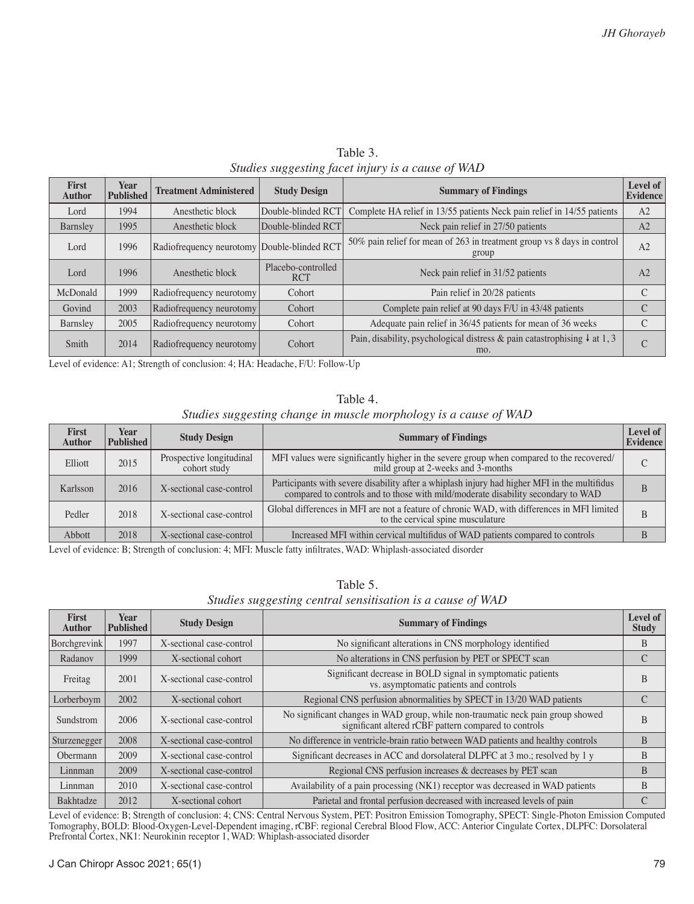Table 3.
*Studies suggesting facet injury is a cause of WAD*

| First Author | Year Published | Treatment Administered | Study Design | Summary of Findings | Level of Evidence |
|---|---|---|---|---|---|
| Lord | 1994 | Anesthetic block | Double-blinded RCT | Complete HA relief in 13/55 patients Neck pain relief in 14/55 patients | A2 |
| Barnsley | 1995 | Anesthetic block | Double-blinded RCT | Neck pain relief in 27/50 patients | A2 |
| Lord | 1996 | Radiofrequency neurotomy | Double-blinded RCT | 50% pain relief for mean of 263 in treatment group vs 8 days in control group | A2 |
| Lord | 1996 | Anesthetic block | Placebo-controlled RCT | Neck pain relief in 31/52 patients | A2 |
| McDonald | 1999 | Radiofrequency neurotomy | Cohort | Pain relief in 20/28 patients | C |
| Govind | 2003 | Radiofrequency neurotomy | Cohort | Complete pain relief at 90 days F/U in 43/48 patients | C |
| Barnsley | 2005 | Radiofrequency neurotomy | Cohort | Adequate pain relief in 36/45 patients for mean of 36 weeks | C |
| Smith | 2014 | Radiofrequency neurotomy | Cohort | Pain, disability, psychological distress & pain catastrophising ↓ at 1, 3 mo. | C |

Level of evidence: A1; Strength of conclusion: 4; HA: Headache, F/U: Follow-Up

Table 4.
*Studies suggesting change in muscle morphology is a cause of WAD*

| First Author | Year Published | Study Design | Summary of Findings | Level of Evidence |
|---|---|---|---|---|
| Elliott | 2015 | Prospective longitudinal cohort study | MFI values were significantly higher in the severe group when compared to the recovered/ mild group at 2-weeks and 3-months | C |
| Karlsson | 2016 | X-sectional case-control | Participants with severe disability after a whiplash injury had higher MFI in the multifidus compared to controls and to those with mild/moderate disability secondary to WAD | B |
| Pedler | 2018 | X-sectional case-control | Global differences in MFI are not a feature of chronic WAD, with differences in MFI limited to the cervical spine musculature | B |
| Abbott | 2018 | X-sectional case-control | Increased MFI within cervical multifidus of WAD patients compared to controls | B |

Level of evidence: B; Strength of conclusion: 4; MFI: Muscle fatty infiltrates, WAD: Whiplash-associated disorder

Table 5.
*Studies suggesting central sensitisation is a cause of WAD*

| First Author | Year Published | Study Design | Summary of Findings | Level of Study |
|---|---|---|---|---|
| Borchgrevink | 1997 | X-sectional case-control | No significant alterations in CNS morphology identified | B |
| Radanov | 1999 | X-sectional cohort | No alterations in CNS perfusion by PET or SPECT scan | C |
| Freitag | 2001 | X-sectional case-control | Significant decrease in BOLD signal in symptomatic patients vs. asymptomatic patients and controls | B |
| Lorberboym | 2002 | X-sectional cohort | Regional CNS perfusion abnormalities by SPECT in 13/20 WAD patients | C |
| Sundstrom | 2006 | X-sectional case-control | No significant changes in WAD group, while non-traumatic neck pain group showed significant altered rCBF pattern compared to controls | B |
| Sturzenegger | 2008 | X-sectional case-control | No difference in ventricle-brain ratio between WAD patients and healthy controls | B |
| Obermann | 2009 | X-sectional case-control | Significant decreases in ACC and dorsolateral DLPFC at 3 mo.; resolved by 1 y | B |
| Linnman | 2009 | X-sectional case-control | Regional CNS perfusion increases & decreases by PET scan | B |
| Linnman | 2010 | X-sectional case-control | Availability of a pain processing (NK1) receptor was decreased in WAD patients | B |
| Bakhtadze | 2012 | X-sectional cohort | Parietal and frontal perfusion decreased with increased levels of pain | C |

Level of evidence: B; Strength of conclusion: 4; CNS: Central Nervous System, PET: Positron Emission Tomography, SPECT: Single-Photon Emission Computed Tomography, BOLD: Blood-Oxygen-Level-Dependent imaging, rCBF: regional Cerebral Blood Flow, ACC: Anterior Cingulate Cortex, DLPFC: Dorsolateral Prefrontal Cortex, NK1: Neurokinin receptor 1, WAD: Whiplash-associated disorder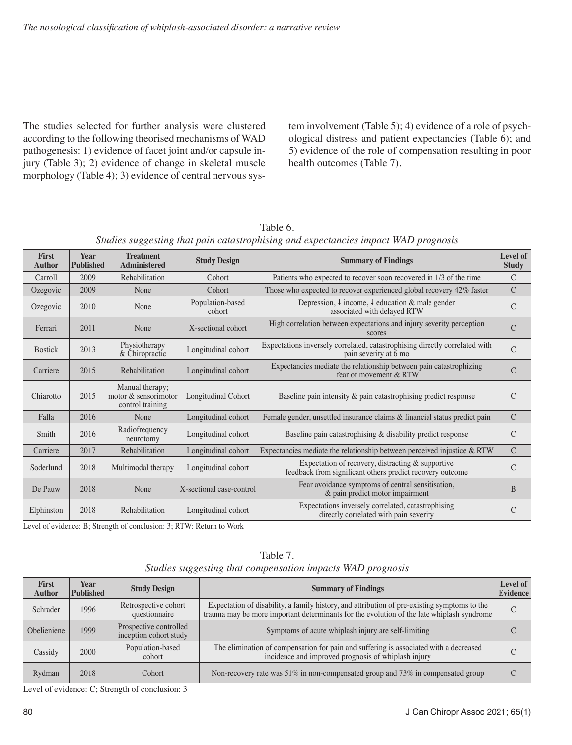The studies selected for further analysis were clustered according to the following theorised mechanisms of WAD pathogenesis: 1) evidence of facet joint and/or capsule injury (Table 3); 2) evidence of change in skeletal muscle morphology (Table 4); 3) evidence of central nervous system involvement (Table 5); 4) evidence of a role of psychological distress and patient expectancies (Table 6); and 5) evidence of the role of compensation resulting in poor health outcomes (Table 7).

Table 6.
*Studies suggesting that pain catastrophising and expectancies impact WAD prognosis*

| First Author | Year Published | Treatment Administered | Study Design | Summary of Findings | Level of Study |
|---|---|---|---|---|---|
| Carroll | 2009 | Rehabilitation | Cohort | Patients who expected to recover soon recovered in 1/3 of the time | C |
| Ozegovic | 2009 | None | Cohort | Those who expected to recover experienced global recovery 42% faster | C |
| Ozegovic | 2010 | None | Population-based cohort | Depression, ↓ income, ↓ education & male gender associated with delayed RTW | C |
| Ferrari | 2011 | None | X-sectional cohort | High correlation between expectations and injury severity perception scores | C |
| Bostick | 2013 | Physiotherapy & Chiropractic | Longitudinal cohort | Expectations inversely correlated, catastrophising directly correlated with pain severity at 6 mo | C |
| Carriere | 2015 | Rehabilitation | Longitudinal cohort | Expectancies mediate the relationship between pain catastrophizing fear of movement & RTW | C |
| Chiarotto | 2015 | Manual therapy; motor & sensorimotor control training | Longitudinal Cohort | Baseline pain intensity & pain catastrophising predict response | C |
| Falla | 2016 | None | Longitudinal cohort | Female gender, unsettled insurance claims & financial status predict pain | C |
| Smith | 2016 | Radiofrequency neurotomy | Longitudinal cohort | Baseline pain catastrophising & disability predict response | C |
| Carriere | 2017 | Rehabilitation | Longitudinal cohort | Expectancies mediate the relationship between perceived injustice & RTW | C |
| Soderlund | 2018 | Multimodal therapy | Longitudinal cohort | Expectation of recovery, distracting & supportive feedback from significant others predict recovery outcome | C |
| De Pauw | 2018 | None | X-sectional case-control | Fear avoidance symptoms of central sensitisation, & pain predict motor impairment | B |
| Elphinston | 2018 | Rehabilitation | Longitudinal cohort | Expectations inversely correlated, catastrophising directly correlated with pain severity | C |

Level of evidence: B; Strength of conclusion: 3; RTW: Return to Work

Table 7.
*Studies suggesting that compensation impacts WAD prognosis*

| First Author | Year Published | Study Design | Summary of Findings | Level of Evidence |
|---|---|---|---|---|
| Schrader | 1996 | Retrospective cohort questionnaire | Expectation of disability, a family history, and attribution of pre-existing symptoms to the trauma may be more important determinants for the evolution of the late whiplash syndrome | C |
| Obelieniene | 1999 | Prospective controlled inception cohort study | Symptoms of acute whiplash injury are self-limiting | C |
| Cassidy | 2000 | Population-based cohort | The elimination of compensation for pain and suffering is associated with a decreased incidence and improved prognosis of whiplash injury | C |
| Rydman | 2018 | Cohort | Non-recovery rate was 51% in non-compensated group and 73% in compensated group | C |

Level of evidence: C; Strength of conclusion: 3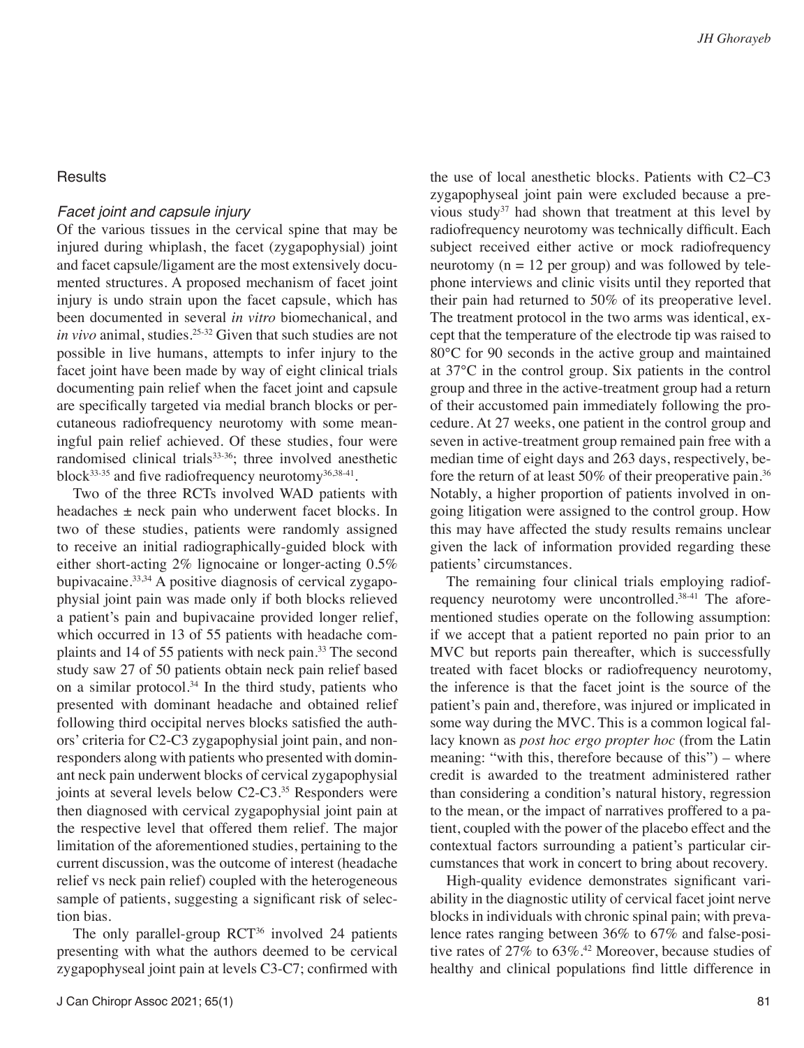## Results

### *Facet joint and capsule injury*

Of the various tissues in the cervical spine that may be injured during whiplash, the facet (zygapophysial) joint and facet capsule/ligament are the most extensively documented structures. A proposed mechanism of facet joint injury is undo strain upon the facet capsule, which has been documented in several *in vitro* biomechanical, and *in vivo* animal, studies.[25-32] Given that such studies are not possible in live humans, attempts to infer injury to the facet joint have been made by way of eight clinical trials documenting pain relief when the facet joint and capsule are specifically targeted via medial branch blocks or percutaneous radiofrequency neurotomy with some meaningful pain relief achieved. Of these studies, four were randomised clinical trials[33-36]; three involved anesthetic block[33-35] and five radiofrequency neurotomy[36,38-41].

Two of the three RCTs involved WAD patients with headaches ± neck pain who underwent facet blocks. In two of these studies, patients were randomly assigned to receive an initial radiographically-guided block with either short-acting 2% lignocaine or longer-acting 0.5% bupivacaine.[33,34] A positive diagnosis of cervical zygapophysial joint pain was made only if both blocks relieved a patient's pain and bupivacaine provided longer relief, which occurred in 13 of 55 patients with headache complaints and 14 of 55 patients with neck pain.[33] The second study saw 27 of 50 patients obtain neck pain relief based on a similar protocol.[34] In the third study, patients who presented with dominant headache and obtained relief following third occipital nerves blocks satisfied the authors' criteria for C2-C3 zygapophysial joint pain, and non-responders along with patients who presented with dominant neck pain underwent blocks of cervical zygapophysial joints at several levels below C2-C3.[35] Responders were then diagnosed with cervical zygapophysial joint pain at the respective level that offered them relief. The major limitation of the aforementioned studies, pertaining to the current discussion, was the outcome of interest (headache relief vs neck pain relief) coupled with the heterogeneous sample of patients, suggesting a significant risk of selection bias.

The only parallel-group RCT[36] involved 24 patients presenting with what the authors deemed to be cervical zygapophyseal joint pain at levels C3-C7; confirmed with the use of local anesthetic blocks. Patients with C2–C3 zygapophyseal joint pain were excluded because a previous study[37] had shown that treatment at this level by radiofrequency neurotomy was technically difficult. Each subject received either active or mock radiofrequency neurotomy (n = 12 per group) and was followed by telephone interviews and clinic visits until they reported that their pain had returned to 50% of its preoperative level. The treatment protocol in the two arms was identical, except that the temperature of the electrode tip was raised to 80°C for 90 seconds in the active group and maintained at 37°C in the control group. Six patients in the control group and three in the active-treatment group had a return of their accustomed pain immediately following the procedure. At 27 weeks, one patient in the control group and seven in active-treatment group remained pain free with a median time of eight days and 263 days, respectively, before the return of at least 50% of their preoperative pain.[36] Notably, a higher proportion of patients involved in ongoing litigation were assigned to the control group. How this may have affected the study results remains unclear given the lack of information provided regarding these patients' circumstances.

The remaining four clinical trials employing radiofrequency neurotomy were uncontrolled.[38-41] The aforementioned studies operate on the following assumption: if we accept that a patient reported no pain prior to an MVC but reports pain thereafter, which is successfully treated with facet blocks or radiofrequency neurotomy, the inference is that the facet joint is the source of the patient's pain and, therefore, was injured or implicated in some way during the MVC. This is a common logical fallacy known as *post hoc ergo propter hoc* (from the Latin meaning: "with this, therefore because of this") – where credit is awarded to the treatment administered rather than considering a condition's natural history, regression to the mean, or the impact of narratives proffered to a patient, coupled with the power of the placebo effect and the contextual factors surrounding a patient's particular circumstances that work in concert to bring about recovery.

High-quality evidence demonstrates significant variability in the diagnostic utility of cervical facet joint nerve blocks in individuals with chronic spinal pain; with prevalence rates ranging between 36% to 67% and false-positive rates of 27% to 63%.[42] Moreover, because studies of healthy and clinical populations find little difference in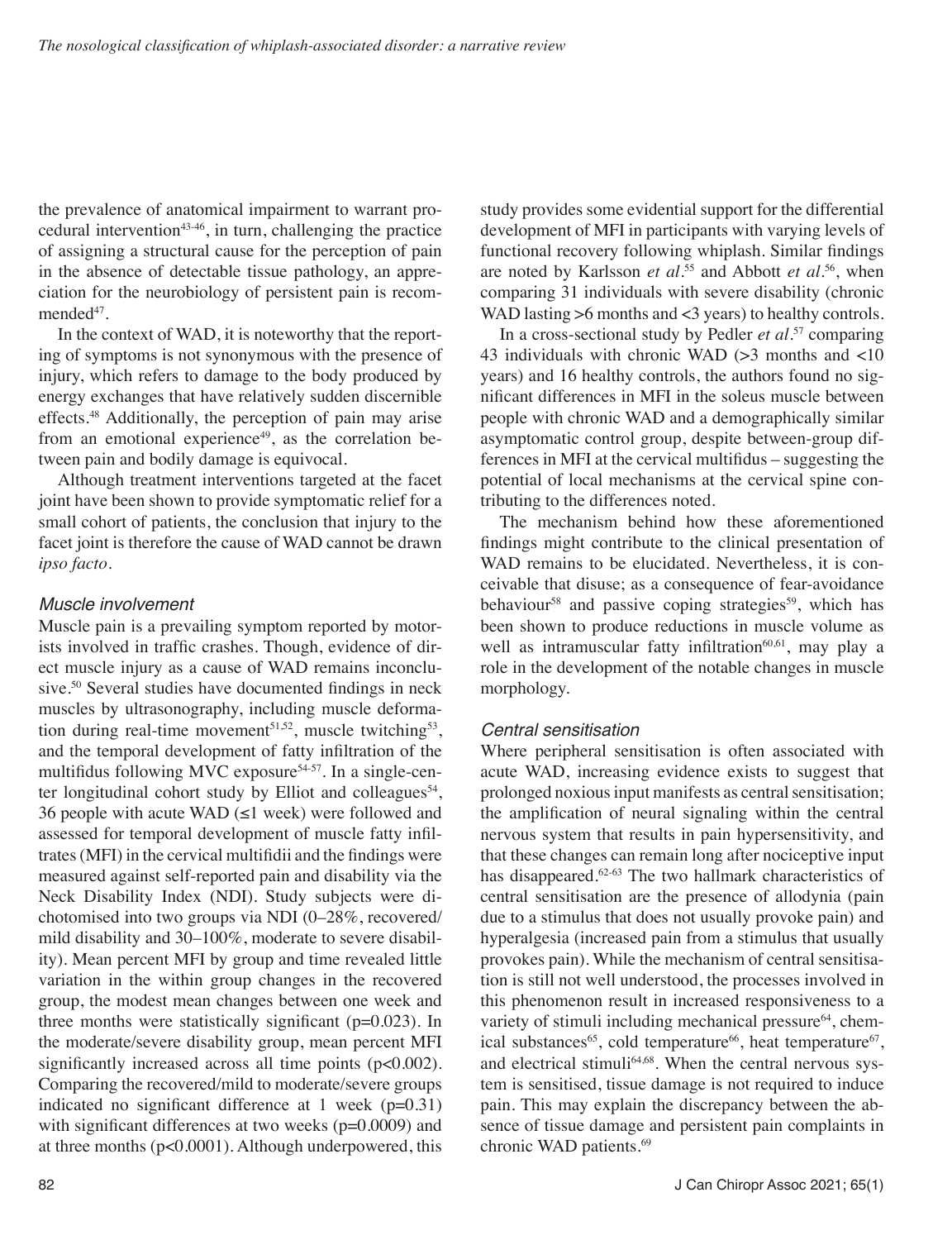the prevalence of anatomical impairment to warrant procedural intervention[43-46], in turn, challenging the practice of assigning a structural cause for the perception of pain in the absence of detectable tissue pathology, an appreciation for the neurobiology of persistent pain is recommended[47].

In the context of WAD, it is noteworthy that the reporting of symptoms is not synonymous with the presence of injury, which refers to damage to the body produced by energy exchanges that have relatively sudden discernible effects.[48] Additionally, the perception of pain may arise from an emotional experience[49], as the correlation between pain and bodily damage is equivocal.

Although treatment interventions targeted at the facet joint have been shown to provide symptomatic relief for a small cohort of patients, the conclusion that injury to the facet joint is therefore the cause of WAD cannot be drawn *ipso facto*.

### *Muscle involvement*

Muscle pain is a prevailing symptom reported by motorists involved in traffic crashes. Though, evidence of direct muscle injury as a cause of WAD remains inconclusive.[50] Several studies have documented findings in neck muscles by ultrasonography, including muscle deformation during real-time movement[51,52], muscle twitching[53], and the temporal development of fatty infiltration of the multifidus following MVC exposure[54-57]. In a single-center longitudinal cohort study by Elliot and colleagues[54], 36 people with acute WAD (≤1 week) were followed and assessed for temporal development of muscle fatty infiltrates (MFI) in the cervical multifidii and the findings were measured against self-reported pain and disability via the Neck Disability Index (NDI). Study subjects were dichotomised into two groups via NDI (0–28%, recovered/mild disability and 30–100%, moderate to severe disability). Mean percent MFI by group and time revealed little variation in the within group changes in the recovered group, the modest mean changes between one week and three months were statistically significant ($p=0.023$). In the moderate/severe disability group, mean percent MFI significantly increased across all time points ($p<0.002$). Comparing the recovered/mild to moderate/severe groups indicated no significant difference at 1 week ($p=0.31$) with significant differences at two weeks ($p=0.0009$) and at three months ($p<0.0001$). Although underpowered, this study provides some evidential support for the differential development of MFI in participants with varying levels of functional recovery following whiplash. Similar findings are noted by Karlsson *et al*.[55] and Abbott *et al*.[56], when comparing 31 individuals with severe disability (chronic WAD lasting >6 months and <3 years) to healthy controls.

In a cross-sectional study by Pedler *et al*.[57] comparing 43 individuals with chronic WAD (>3 months and <10 years) and 16 healthy controls, the authors found no significant differences in MFI in the soleus muscle between people with chronic WAD and a demographically similar asymptomatic control group, despite between-group differences in MFI at the cervical multifidus – suggesting the potential of local mechanisms at the cervical spine contributing to the differences noted.

The mechanism behind how these aforementioned findings might contribute to the clinical presentation of WAD remains to be elucidated. Nevertheless, it is conceivable that disuse; as a consequence of fear-avoidance behaviour[58] and passive coping strategies[59], which has been shown to produce reductions in muscle volume as well as intramuscular fatty infiltration[60,61], may play a role in the development of the notable changes in muscle morphology.

### *Central sensitisation*

Where peripheral sensitisation is often associated with acute WAD, increasing evidence exists to suggest that prolonged noxious input manifests as central sensitisation; the amplification of neural signaling within the central nervous system that results in pain hypersensitivity, and that these changes can remain long after nociceptive input has disappeared.[62-63] The two hallmark characteristics of central sensitisation are the presence of allodynia (pain due to a stimulus that does not usually provoke pain) and hyperalgesia (increased pain from a stimulus that usually provokes pain). While the mechanism of central sensitisation is still not well understood, the processes involved in this phenomenon result in increased responsiveness to a variety of stimuli including mechanical pressure[64], chemical substances[65], cold temperature[66], heat temperature[67], and electrical stimuli[64,68]. When the central nervous system is sensitised, tissue damage is not required to induce pain. This may explain the discrepancy between the absence of tissue damage and persistent pain complaints in chronic WAD patients.[69]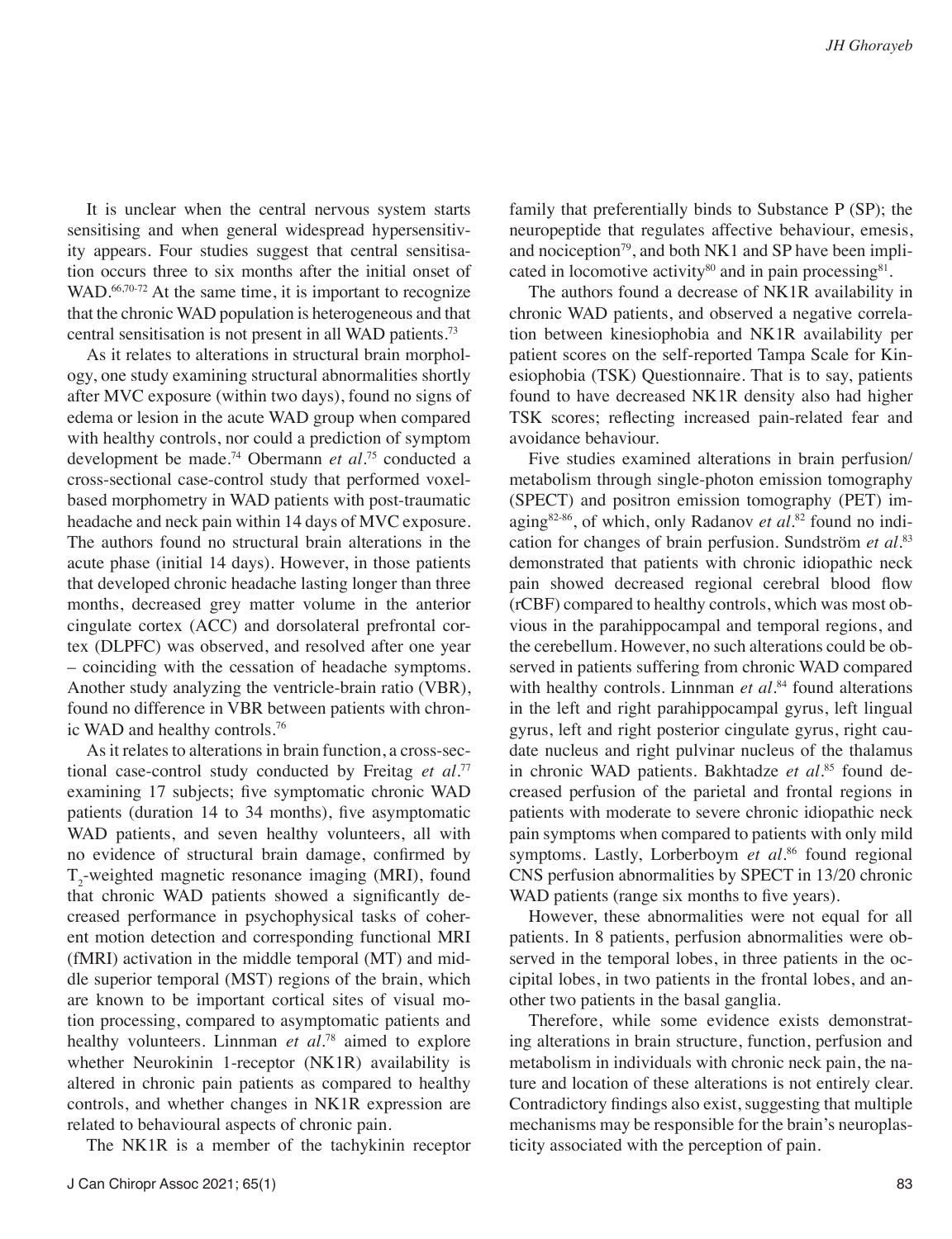It is unclear when the central nervous system starts sensitising and when general widespread hypersensitivity appears. Four studies suggest that central sensitisation occurs three to six months after the initial onset of WAD.[66,70-72] At the same time, it is important to recognize that the chronic WAD population is heterogeneous and that central sensitisation is not present in all WAD patients.[73]

As it relates to alterations in structural brain morphology, one study examining structural abnormalities shortly after MVC exposure (within two days), found no signs of edema or lesion in the acute WAD group when compared with healthy controls, nor could a prediction of symptom development be made.[74] Obermann *et al*.[75] conducted a cross-sectional case-control study that performed voxel-based morphometry in WAD patients with post-traumatic headache and neck pain within 14 days of MVC exposure. The authors found no structural brain alterations in the acute phase (initial 14 days). However, in those patients that developed chronic headache lasting longer than three months, decreased grey matter volume in the anterior cingulate cortex (ACC) and dorsolateral prefrontal cortex (DLPFC) was observed, and resolved after one year – coinciding with the cessation of headache symptoms. Another study analyzing the ventricle-brain ratio (VBR), found no difference in VBR between patients with chronic WAD and healthy controls.[76]

As it relates to alterations in brain function, a cross-sectional case-control study conducted by Freitag *et al*.[77] examining 17 subjects; five symptomatic chronic WAD patients (duration 14 to 34 months), five asymptomatic WAD patients, and seven healthy volunteers, all with no evidence of structural brain damage, confirmed by $T_2$-weighted magnetic resonance imaging (MRI), found that chronic WAD patients showed a significantly decreased performance in psychophysical tasks of coherent motion detection and corresponding functional MRI (fMRI) activation in the middle temporal (MT) and middle superior temporal (MST) regions of the brain, which are known to be important cortical sites of visual motion processing, compared to asymptomatic patients and healthy volunteers. Linnman *et al*.[78] aimed to explore whether Neurokinin 1-receptor (NK1R) availability is altered in chronic pain patients as compared to healthy controls, and whether changes in NK1R expression are related to behavioural aspects of chronic pain.

The NK1R is a member of the tachykinin receptor family that preferentially binds to Substance P (SP); the neuropeptide that regulates affective behaviour, emesis, and nociception[79], and both NK1 and SP have been implicated in locomotive activity[80] and in pain processing[81].

The authors found a decrease of NK1R availability in chronic WAD patients, and observed a negative correlation between kinesiophobia and NK1R availability per patient scores on the self-reported Tampa Scale for Kinesiophobia (TSK) Questionnaire. That is to say, patients found to have decreased NK1R density also had higher TSK scores; reflecting increased pain-related fear and avoidance behaviour.

Five studies examined alterations in brain perfusion/metabolism through single-photon emission tomography (SPECT) and positron emission tomography (PET) imaging[82-86], of which, only Radanov *et al*.[82] found no indication for changes of brain perfusion. Sundström *et al*.[83] demonstrated that patients with chronic idiopathic neck pain showed decreased regional cerebral blood flow (rCBF) compared to healthy controls, which was most obvious in the parahippocampal and temporal regions, and the cerebellum. However, no such alterations could be observed in patients suffering from chronic WAD compared with healthy controls. Linnman *et al*.[84] found alterations in the left and right parahippocampal gyrus, left lingual gyrus, left and right posterior cingulate gyrus, right caudate nucleus and right pulvinar nucleus of the thalamus in chronic WAD patients. Bakhtadze *et al*.[85] found decreased perfusion of the parietal and frontal regions in patients with moderate to severe chronic idiopathic neck pain symptoms when compared to patients with only mild symptoms. Lastly, Lorberboym *et al*.[86] found regional CNS perfusion abnormalities by SPECT in 13/20 chronic WAD patients (range six months to five years).

However, these abnormalities were not equal for all patients. In 8 patients, perfusion abnormalities were observed in the temporal lobes, in three patients in the occipital lobes, in two patients in the frontal lobes, and another two patients in the basal ganglia.

Therefore, while some evidence exists demonstrating alterations in brain structure, function, perfusion and metabolism in individuals with chronic neck pain, the nature and location of these alterations is not entirely clear. Contradictory findings also exist, suggesting that multiple mechanisms may be responsible for the brain's neuroplasticity associated with the perception of pain.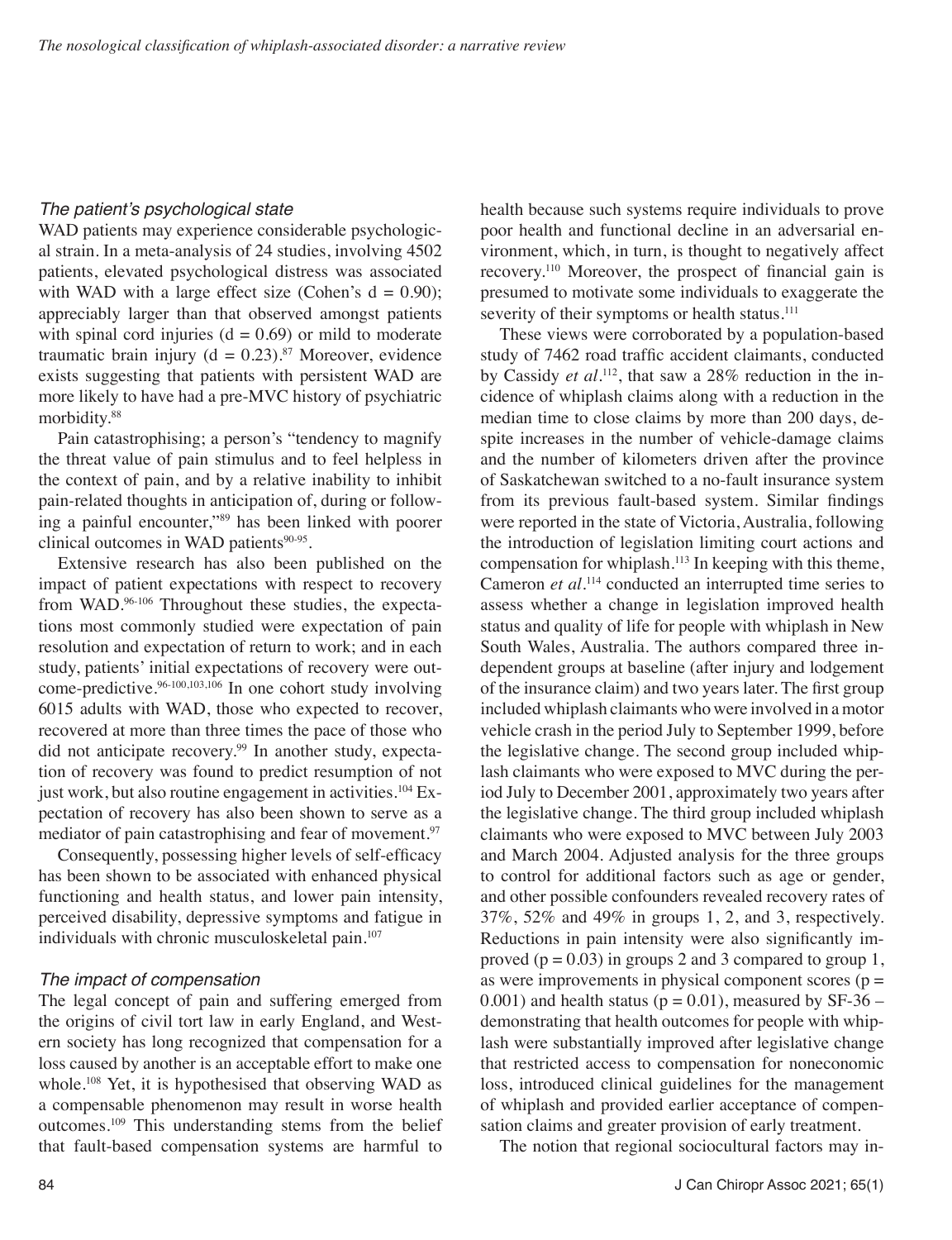### The patient's psychological state

WAD patients may experience considerable psychological strain. In a meta-analysis of 24 studies, involving 4502 patients, elevated psychological distress was associated with WAD with a large effect size (Cohen's d = 0.90); appreciably larger than that observed amongst patients with spinal cord injuries (d = 0.69) or mild to moderate traumatic brain injury (d = 0.23).[87] Moreover, evidence exists suggesting that patients with persistent WAD are more likely to have had a pre-MVC history of psychiatric morbidity.[88]

Pain catastrophising; a person's "tendency to magnify the threat value of pain stimulus and to feel helpless in the context of pain, and by a relative inability to inhibit pain-related thoughts in anticipation of, during or following a painful encounter,"[89] has been linked with poorer clinical outcomes in WAD patients[90-95].

Extensive research has also been published on the impact of patient expectations with respect to recovery from WAD.[96-106] Throughout these studies, the expectations most commonly studied were expectation of pain resolution and expectation of return to work; and in each study, patients' initial expectations of recovery were outcome-predictive.[96-100,103,106] In one cohort study involving 6015 adults with WAD, those who expected to recover, recovered at more than three times the pace of those who did not anticipate recovery.[99] In another study, expectation of recovery was found to predict resumption of not just work, but also routine engagement in activities.[104] Expectation of recovery has also been shown to serve as a mediator of pain catastrophising and fear of movement.[97]

Consequently, possessing higher levels of self-efficacy has been shown to be associated with enhanced physical functioning and health status, and lower pain intensity, perceived disability, depressive symptoms and fatigue in individuals with chronic musculoskeletal pain.[107]

### The impact of compensation

The legal concept of pain and suffering emerged from the origins of civil tort law in early England, and Western society has long recognized that compensation for a loss caused by another is an acceptable effort to make one whole.[108] Yet, it is hypothesised that observing WAD as a compensable phenomenon may result in worse health outcomes.[109] This understanding stems from the belief that fault-based compensation systems are harmful to health because such systems require individuals to prove poor health and functional decline in an adversarial environment, which, in turn, is thought to negatively affect recovery.[110] Moreover, the prospect of financial gain is presumed to motivate some individuals to exaggerate the severity of their symptoms or health status.[111]

These views were corroborated by a population-based study of 7462 road traffic accident claimants, conducted by Cassidy *et al*.[112], that saw a 28% reduction in the incidence of whiplash claims along with a reduction in the median time to close claims by more than 200 days, despite increases in the number of vehicle-damage claims and the number of kilometers driven after the province of Saskatchewan switched to a no-fault insurance system from its previous fault-based system. Similar findings were reported in the state of Victoria, Australia, following the introduction of legislation limiting court actions and compensation for whiplash.[113] In keeping with this theme, Cameron *et al*.[114] conducted an interrupted time series to assess whether a change in legislation improved health status and quality of life for people with whiplash in New South Wales, Australia. The authors compared three independent groups at baseline (after injury and lodgement of the insurance claim) and two years later. The first group included whiplash claimants who were involved in a motor vehicle crash in the period July to September 1999, before the legislative change. The second group included whiplash claimants who were exposed to MVC during the period July to December 2001, approximately two years after the legislative change. The third group included whiplash claimants who were exposed to MVC between July 2003 and March 2004. Adjusted analysis for the three groups to control for additional factors such as age or gender, and other possible confounders revealed recovery rates of 37%, 52% and 49% in groups 1, 2, and 3, respectively. Reductions in pain intensity were also significantly improved ($p = 0.03$) in groups 2 and 3 compared to group 1, as were improvements in physical component scores ($p = 0.001$) and health status ($p = 0.01$), measured by SF-36 – demonstrating that health outcomes for people with whiplash were substantially improved after legislative change that restricted access to compensation for noneconomic loss, introduced clinical guidelines for the management of whiplash and provided earlier acceptance of compensation claims and greater provision of early treatment.

The notion that regional sociocultural factors may in-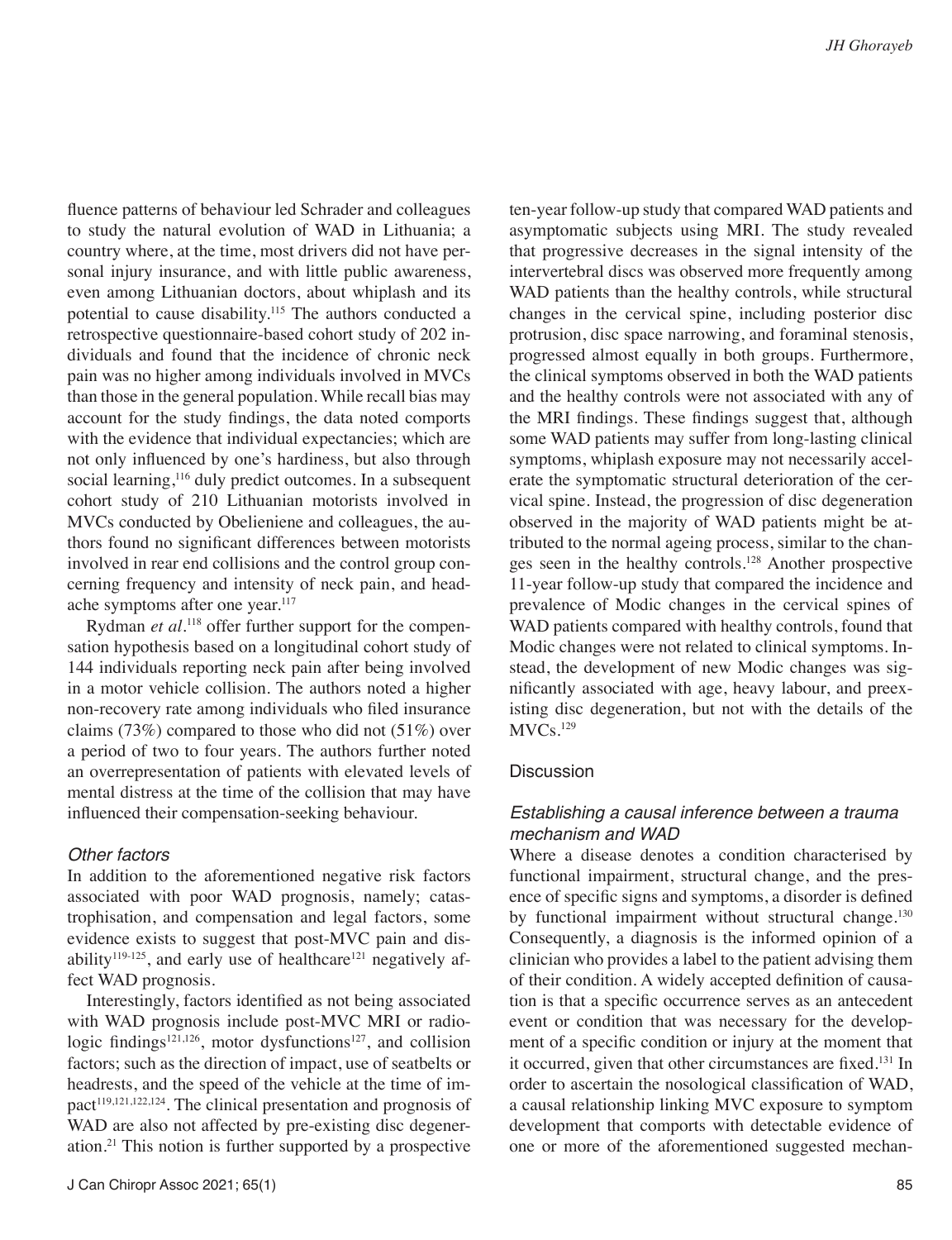fluence patterns of behaviour led Schrader and colleagues to study the natural evolution of WAD in Lithuania; a country where, at the time, most drivers did not have personal injury insurance, and with little public awareness, even among Lithuanian doctors, about whiplash and its potential to cause disability.[115] The authors conducted a retrospective questionnaire-based cohort study of 202 individuals and found that the incidence of chronic neck pain was no higher among individuals involved in MVCs than those in the general population. While recall bias may account for the study findings, the data noted comports with the evidence that individual expectancies; which are not only influenced by one's hardiness, but also through social learning,[116] duly predict outcomes. In a subsequent cohort study of 210 Lithuanian motorists involved in MVCs conducted by Obelieniene and colleagues, the authors found no significant differences between motorists involved in rear end collisions and the control group concerning frequency and intensity of neck pain, and headache symptoms after one year.[117]

Rydman *et al*.[118] offer further support for the compensation hypothesis based on a longitudinal cohort study of 144 individuals reporting neck pain after being involved in a motor vehicle collision. The authors noted a higher non-recovery rate among individuals who filed insurance claims (73%) compared to those who did not (51%) over a period of two to four years. The authors further noted an overrepresentation of patients with elevated levels of mental distress at the time of the collision that may have influenced their compensation-seeking behaviour.

### *Other factors*

In addition to the aforementioned negative risk factors associated with poor WAD prognosis, namely; catastrophisation, and compensation and legal factors, some evidence exists to suggest that post-MVC pain and disability[119-125], and early use of healthcare[121] negatively affect WAD prognosis.

Interestingly, factors identified as not being associated with WAD prognosis include post-MVC MRI or radiologic findings[121,126], motor dysfunctions[127], and collision factors; such as the direction of impact, use of seatbelts or headrests, and the speed of the vehicle at the time of impact[119,121,122,124]. The clinical presentation and prognosis of WAD are also not affected by pre-existing disc degeneration.[21] This notion is further supported by a prospective ten-year follow-up study that compared WAD patients and asymptomatic subjects using MRI. The study revealed that progressive decreases in the signal intensity of the intervertebral discs was observed more frequently among WAD patients than the healthy controls, while structural changes in the cervical spine, including posterior disc protrusion, disc space narrowing, and foraminal stenosis, progressed almost equally in both groups. Furthermore, the clinical symptoms observed in both the WAD patients and the healthy controls were not associated with any of the MRI findings. These findings suggest that, although some WAD patients may suffer from long-lasting clinical symptoms, whiplash exposure may not necessarily accelerate the symptomatic structural deterioration of the cervical spine. Instead, the progression of disc degeneration observed in the majority of WAD patients might be attributed to the normal ageing process, similar to the changes seen in the healthy controls.[128] Another prospective 11-year follow-up study that compared the incidence and prevalence of Modic changes in the cervical spines of WAD patients compared with healthy controls, found that Modic changes were not related to clinical symptoms. Instead, the development of new Modic changes was significantly associated with age, heavy labour, and preexisting disc degeneration, but not with the details of the MVCs.[129]

## Discussion

### *Establishing a causal inference between a trauma mechanism and WAD*

Where a disease denotes a condition characterised by functional impairment, structural change, and the presence of specific signs and symptoms, a disorder is defined by functional impairment without structural change.[130] Consequently, a diagnosis is the informed opinion of a clinician who provides a label to the patient advising them of their condition. A widely accepted definition of causation is that a specific occurrence serves as an antecedent event or condition that was necessary for the development of a specific condition or injury at the moment that it occurred, given that other circumstances are fixed.[131] In order to ascertain the nosological classification of WAD, a causal relationship linking MVC exposure to symptom development that comports with detectable evidence of one or more of the aforementioned suggested mechan-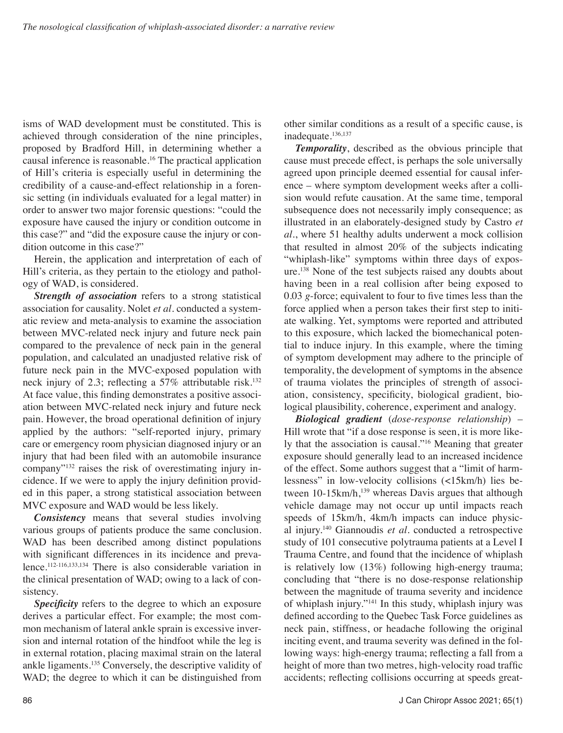isms of WAD development must be constituted. This is achieved through consideration of the nine principles, proposed by Bradford Hill, in determining whether a causal inference is reasonable.[16] The practical application of Hill's criteria is especially useful in determining the credibility of a cause-and-effect relationship in a forensic setting (in individuals evaluated for a legal matter) in order to answer two major forensic questions: "could the exposure have caused the injury or condition outcome in this case?" and "did the exposure cause the injury or condition outcome in this case?"

Herein, the application and interpretation of each of Hill's criteria, as they pertain to the etiology and pathology of WAD, is considered.

***Strength of association*** refers to a strong statistical association for causality. Nolet *et al*. conducted a systematic review and meta-analysis to examine the association between MVC-related neck injury and future neck pain compared to the prevalence of neck pain in the general population, and calculated an unadjusted relative risk of future neck pain in the MVC-exposed population with neck injury of 2.3; reflecting a 57% attributable risk.[132] At face value, this finding demonstrates a positive association between MVC-related neck injury and future neck pain. However, the broad operational definition of injury applied by the authors: "self-reported injury, primary care or emergency room physician diagnosed injury or an injury that had been filed with an automobile insurance company"[132] raises the risk of overestimating injury incidence. If we were to apply the injury definition provided in this paper, a strong statistical association between MVC exposure and WAD would be less likely.

***Consistency*** means that several studies involving various groups of patients produce the same conclusion. WAD has been described among distinct populations with significant differences in its incidence and prevalence.[112-116,133,134] There is also considerable variation in the clinical presentation of WAD; owing to a lack of consistency.

***Specificity*** refers to the degree to which an exposure derives a particular effect. For example; the most common mechanism of lateral ankle sprain is excessive inversion and internal rotation of the hindfoot while the leg is in external rotation, placing maximal strain on the lateral ankle ligaments.[135] Conversely, the descriptive validity of WAD; the degree to which it can be distinguished from other similar conditions as a result of a specific cause, is inadequate.[136,137]

***Temporality***, described as the obvious principle that cause must precede effect, is perhaps the sole universally agreed upon principle deemed essential for causal inference – where symptom development weeks after a collision would refute causation. At the same time, temporal subsequence does not necessarily imply consequence; as illustrated in an elaborately-designed study by Castro *et al*., where 51 healthy adults underwent a mock collision that resulted in almost 20% of the subjects indicating "whiplash-like" symptoms within three days of exposure.[138] None of the test subjects raised any doubts about having been in a real collision after being exposed to 0.03 *g*-force; equivalent to four to five times less than the force applied when a person takes their first step to initiate walking. Yet, symptoms were reported and attributed to this exposure, which lacked the biomechanical potential to induce injury. In this example, where the timing of symptom development may adhere to the principle of temporality, the development of symptoms in the absence of trauma violates the principles of strength of association, consistency, specificity, biological gradient, biological plausibility, coherence, experiment and analogy.

***Biological gradient*** (*dose-response relationship*) – Hill wrote that "if a dose response is seen, it is more likely that the association is causal."[16] Meaning that greater exposure should generally lead to an increased incidence of the effect. Some authors suggest that a "limit of harmlessness" in low-velocity collisions (<15km/h) lies between 10-15km/h,[139] whereas Davis argues that although vehicle damage may not occur up until impacts reach speeds of 15km/h, 4km/h impacts can induce physical injury.[140] Giannoudis *et al*. conducted a retrospective study of 101 consecutive polytrauma patients at a Level I Trauma Centre, and found that the incidence of whiplash is relatively low (13%) following high-energy trauma; concluding that "there is no dose-response relationship between the magnitude of trauma severity and incidence of whiplash injury."[141] In this study, whiplash injury was defined according to the Quebec Task Force guidelines as neck pain, stiffness, or headache following the original inciting event, and trauma severity was defined in the following ways: high-energy trauma; reflecting a fall from a height of more than two metres, high-velocity road traffic accidents; reflecting collisions occurring at speeds great-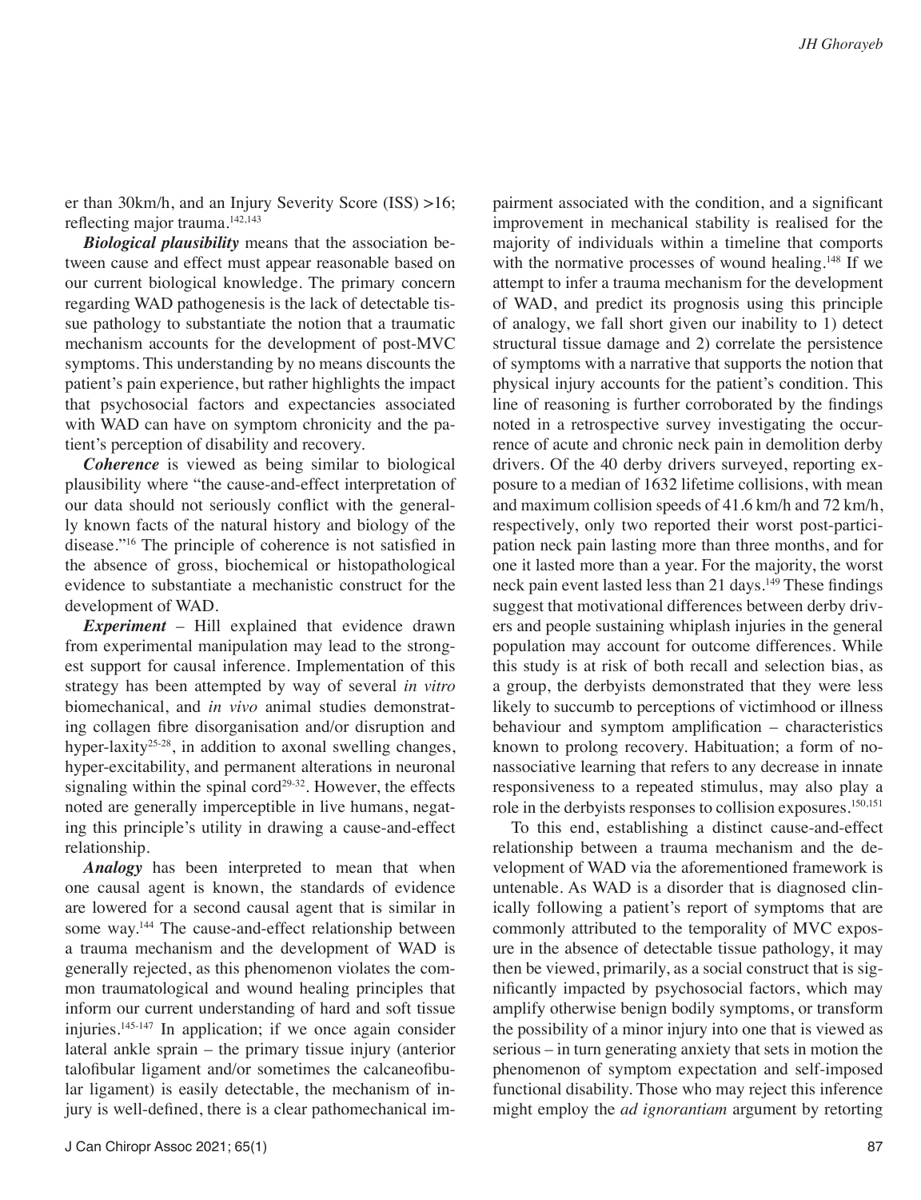er than 30km/h, and an Injury Severity Score (ISS) >16; reflecting major trauma.[142,143]

***Biological plausibility*** means that the association between cause and effect must appear reasonable based on our current biological knowledge. The primary concern regarding WAD pathogenesis is the lack of detectable tissue pathology to substantiate the notion that a traumatic mechanism accounts for the development of post-MVC symptoms. This understanding by no means discounts the patient's pain experience, but rather highlights the impact that psychosocial factors and expectancies associated with WAD can have on symptom chronicity and the patient's perception of disability and recovery.

***Coherence*** is viewed as being similar to biological plausibility where "the cause-and-effect interpretation of our data should not seriously conflict with the generally known facts of the natural history and biology of the disease."[16] The principle of coherence is not satisfied in the absence of gross, biochemical or histopathological evidence to substantiate a mechanistic construct for the development of WAD.

***Experiment*** – Hill explained that evidence drawn from experimental manipulation may lead to the strongest support for causal inference. Implementation of this strategy has been attempted by way of several *in vitro* biomechanical, and *in vivo* animal studies demonstrating collagen fibre disorganisation and/or disruption and hyper-laxity[25-28], in addition to axonal swelling changes, hyper-excitability, and permanent alterations in neuronal signaling within the spinal cord[29-32]. However, the effects noted are generally imperceptible in live humans, negating this principle's utility in drawing a cause-and-effect relationship.

***Analogy*** has been interpreted to mean that when one causal agent is known, the standards of evidence are lowered for a second causal agent that is similar in some way.[144] The cause-and-effect relationship between a trauma mechanism and the development of WAD is generally rejected, as this phenomenon violates the common traumatological and wound healing principles that inform our current understanding of hard and soft tissue injuries.[145-147] In application; if we once again consider lateral ankle sprain – the primary tissue injury (anterior talofibular ligament and/or sometimes the calcaneofibular ligament) is easily detectable, the mechanism of injury is well-defined, there is a clear pathomechanical impairment associated with the condition, and a significant improvement in mechanical stability is realised for the majority of individuals within a timeline that comports with the normative processes of wound healing.[148] If we attempt to infer a trauma mechanism for the development of WAD, and predict its prognosis using this principle of analogy, we fall short given our inability to 1) detect structural tissue damage and 2) correlate the persistence of symptoms with a narrative that supports the notion that physical injury accounts for the patient's condition. This line of reasoning is further corroborated by the findings noted in a retrospective survey investigating the occurrence of acute and chronic neck pain in demolition derby drivers. Of the 40 derby drivers surveyed, reporting exposure to a median of 1632 lifetime collisions, with mean and maximum collision speeds of 41.6 km/h and 72 km/h, respectively, only two reported their worst post-participation neck pain lasting more than three months, and for one it lasted more than a year. For the majority, the worst neck pain event lasted less than 21 days.[149] These findings suggest that motivational differences between derby drivers and people sustaining whiplash injuries in the general population may account for outcome differences. While this study is at risk of both recall and selection bias, as a group, the derbyists demonstrated that they were less likely to succumb to perceptions of victimhood or illness behaviour and symptom amplification – characteristics known to prolong recovery. Habituation; a form of nonassociative learning that refers to any decrease in innate responsiveness to a repeated stimulus, may also play a role in the derbyists responses to collision exposures.[150,151]

To this end, establishing a distinct cause-and-effect relationship between a trauma mechanism and the development of WAD via the aforementioned framework is untenable. As WAD is a disorder that is diagnosed clinically following a patient's report of symptoms that are commonly attributed to the temporality of MVC exposure in the absence of detectable tissue pathology, it may then be viewed, primarily, as a social construct that is significantly impacted by psychosocial factors, which may amplify otherwise benign bodily symptoms, or transform the possibility of a minor injury into one that is viewed as serious – in turn generating anxiety that sets in motion the phenomenon of symptom expectation and self-imposed functional disability. Those who may reject this inference might employ the *ad ignorantiam* argument by retorting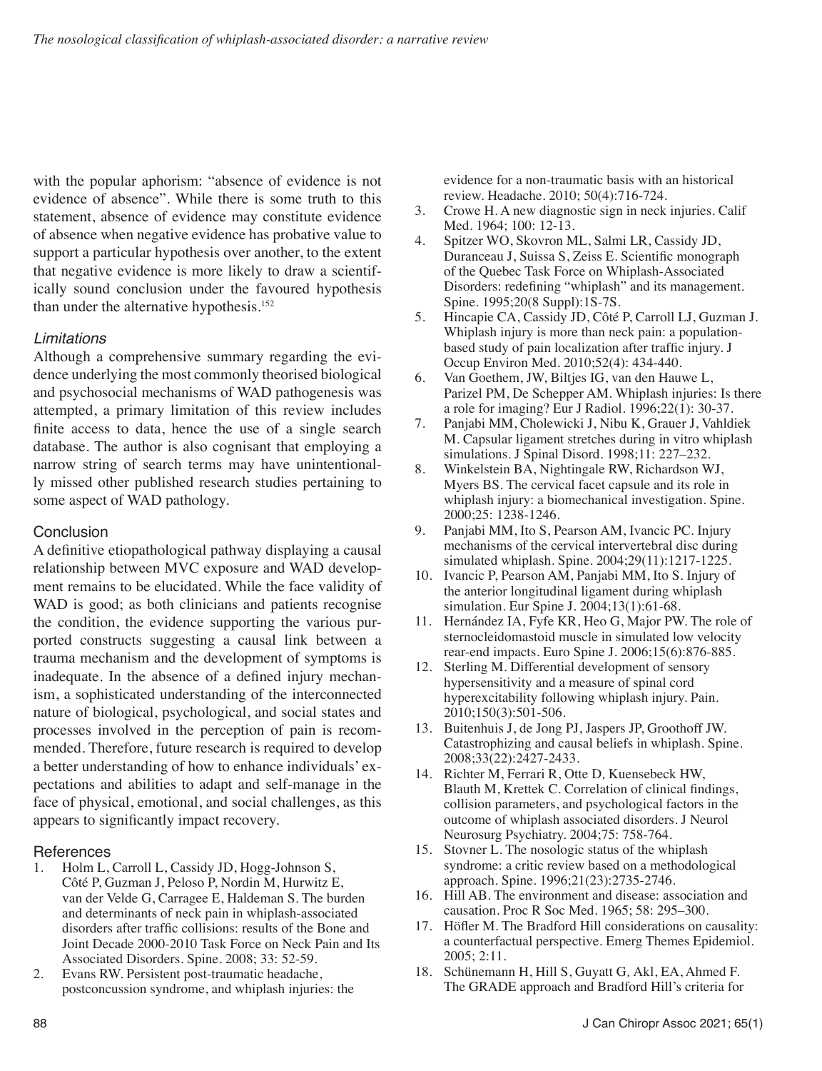with the popular aphorism: "absence of evidence is not evidence of absence". While there is some truth to this statement, absence of evidence may constitute evidence of absence when negative evidence has probative value to support a particular hypothesis over another, to the extent that negative evidence is more likely to draw a scientifically sound conclusion under the favoured hypothesis than under the alternative hypothesis.[152]

### *Limitations*

Although a comprehensive summary regarding the evidence underlying the most commonly theorised biological and psychosocial mechanisms of WAD pathogenesis was attempted, a primary limitation of this review includes finite access to data, hence the use of a single search database. The author is also cognisant that employing a narrow string of search terms may have unintentionally missed other published research studies pertaining to some aspect of WAD pathology.

## Conclusion

A definitive etiopathological pathway displaying a causal relationship between MVC exposure and WAD development remains to be elucidated. While the face validity of WAD is good; as both clinicians and patients recognise the condition, the evidence supporting the various purported constructs suggesting a causal link between a trauma mechanism and the development of symptoms is inadequate. In the absence of a defined injury mechanism, a sophisticated understanding of the interconnected nature of biological, psychological, and social states and processes involved in the perception of pain is recommended. Therefore, future research is required to develop a better understanding of how to enhance individuals' expectations and abilities to adapt and self-manage in the face of physical, emotional, and social challenges, as this appears to significantly impact recovery.

## References

1. Holm L, Carroll L, Cassidy JD, Hogg-Johnson S, Côté P, Guzman J, Peloso P, Nordin M, Hurwitz E, van der Velde G, Carragee E, Haldeman S. The burden and determinants of neck pain in whiplash-associated disorders after traffic collisions: results of the Bone and Joint Decade 2000-2010 Task Force on Neck Pain and Its Associated Disorders. Spine. 2008; 33: 52-59.
2. Evans RW. Persistent post-traumatic headache, postconcussion syndrome, and whiplash injuries: the evidence for a non-traumatic basis with an historical review. Headache. 2010; 50(4):716-724.
3. Crowe H. A new diagnostic sign in neck injuries. Calif Med. 1964; 100: 12-13.
4. Spitzer WO, Skovron ML, Salmi LR, Cassidy JD, Duranceau J, Suissa S, Zeiss E. Scientific monograph of the Quebec Task Force on Whiplash-Associated Disorders: redefining "whiplash" and its management. Spine. 1995;20(8 Suppl):1S-7S.
5. Hincapie CA, Cassidy JD, Côté P, Carroll LJ, Guzman J. Whiplash injury is more than neck pain: a population-based study of pain localization after traffic injury. J Occup Environ Med. 2010;52(4): 434-440.
6. Van Goethem, JW, Biltjes IG, van den Hauwe L, Parizel PM, De Schepper AM. Whiplash injuries: Is there a role for imaging? Eur J Radiol. 1996;22(1): 30-37.
7. Panjabi MM, Cholewicki J, Nibu K, Grauer J, Vahldiek M. Capsular ligament stretches during in vitro whiplash simulations. J Spinal Disord. 1998;11: 227–232.
8. Winkelstein BA, Nightingale RW, Richardson WJ, Myers BS. The cervical facet capsule and its role in whiplash injury: a biomechanical investigation. Spine. 2000;25: 1238-1246.
9. Panjabi MM, Ito S, Pearson AM, Ivancic PC. Injury mechanisms of the cervical intervertebral disc during simulated whiplash. Spine. 2004;29(11):1217-1225.
10. Ivancic P, Pearson AM, Panjabi MM, Ito S. Injury of the anterior longitudinal ligament during whiplash simulation. Eur Spine J. 2004;13(1):61-68.
11. Hernández IA, Fyfe KR, Heo G, Major PW. The role of sternocleidomastoid muscle in simulated low velocity rear-end impacts. Euro Spine J. 2006;15(6):876-885.
12. Sterling M. Differential development of sensory hypersensitivity and a measure of spinal cord hyperexcitability following whiplash injury. Pain. 2010;150(3):501-506.
13. Buitenhuis J, de Jong PJ, Jaspers JP, Groothoff JW. Catastrophizing and causal beliefs in whiplash. Spine. 2008;33(22):2427-2433.
14. Richter M, Ferrari R, Otte D, Kuensebeck HW, Blauth M, Krettek C. Correlation of clinical findings, collision parameters, and psychological factors in the outcome of whiplash associated disorders. J Neurol Neurosurg Psychiatry. 2004;75: 758-764.
15. Stovner L. The nosologic status of the whiplash syndrome: a critic review based on a methodological approach. Spine. 1996;21(23):2735-2746.
16. Hill AB. The environment and disease: association and causation. Proc R Soc Med. 1965; 58: 295–300.
17. Höfler M. The Bradford Hill considerations on causality: a counterfactual perspective. Emerg Themes Epidemiol. 2005; 2:11.
18. Schünemann H, Hill S, Guyatt G, Akl, EA, Ahmed F. The GRADE approach and Bradford Hill's criteria for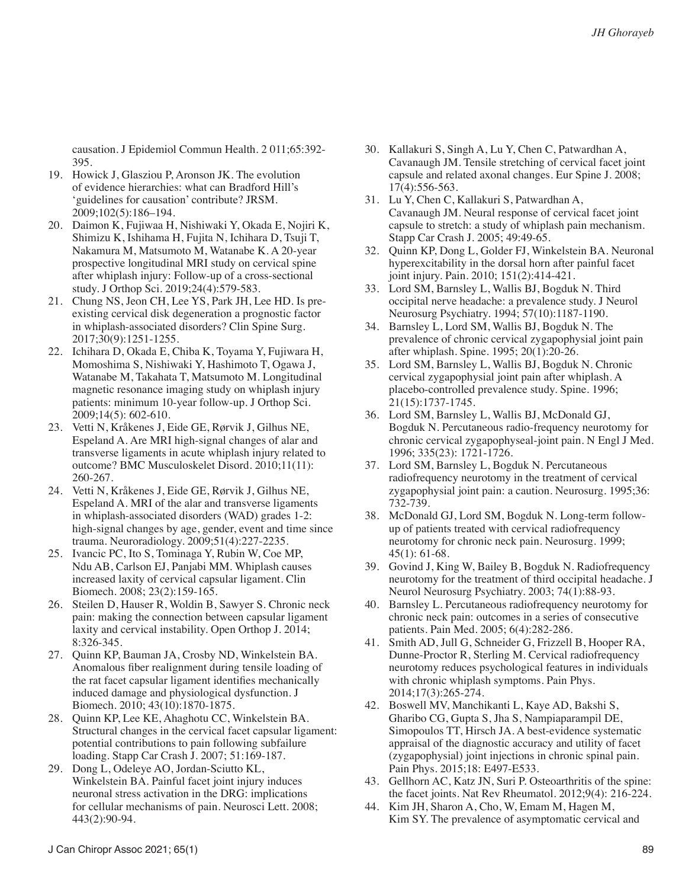causation. J Epidemiol Commun Health. 2 011;65:392-395.

19. Howick J, Glasziou P, Aronson JK. The evolution of evidence hierarchies: what can Bradford Hill's 'guidelines for causation' contribute? JRSM. 2009;102(5):186–194.
20. Daimon K, Fujiwaa H, Nishiwaki Y, Okada E, Nojiri K, Shimizu K, Ishihama H, Fujita N, Ichihara D, Tsuji T, Nakamura M, Matsumoto M, Watanabe K. A 20-year prospective longitudinal MRI study on cervical spine after whiplash injury: Follow-up of a cross-sectional study. J Orthop Sci. 2019;24(4):579-583.
21. Chung NS, Jeon CH, Lee YS, Park JH, Lee HD. Is pre-existing cervical disk degeneration a prognostic factor in whiplash-associated disorders? Clin Spine Surg. 2017;30(9):1251-1255.
22. Ichihara D, Okada E, Chiba K, Toyama Y, Fujiwara H, Momoshima S, Nishiwaki Y, Hashimoto T, Ogawa J, Watanabe M, Takahata T, Matsumoto M. Longitudinal magnetic resonance imaging study on whiplash injury patients: minimum 10-year follow-up. J Orthop Sci. 2009;14(5): 602-610.
23. Vetti N, Kråkenes J, Eide GE, Rørvik J, Gilhus NE, Espeland A. Are MRI high-signal changes of alar and transverse ligaments in acute whiplash injury related to outcome? BMC Musculoskelet Disord. 2010;11(11): 260-267.
24. Vetti N, Kråkenes J, Eide GE, Rørvik J, Gilhus NE, Espeland A. MRI of the alar and transverse ligaments in whiplash-associated disorders (WAD) grades 1-2: high-signal changes by age, gender, event and time since trauma. Neuroradiology. 2009;51(4):227-2235.
25. Ivancic PC, Ito S, Tominaga Y, Rubin W, Coe MP, Ndu AB, Carlson EJ, Panjabi MM. Whiplash causes increased laxity of cervical capsular ligament. Clin Biomech. 2008; 23(2):159-165.
26. Steilen D, Hauser R, Woldin B, Sawyer S. Chronic neck pain: making the connection between capsular ligament laxity and cervical instability. Open Orthop J. 2014; 8:326-345.
27. Quinn KP, Bauman JA, Crosby ND, Winkelstein BA. Anomalous fiber realignment during tensile loading of the rat facet capsular ligament identifies mechanically induced damage and physiological dysfunction. J Biomech. 2010; 43(10):1870-1875.
28. Quinn KP, Lee KE, Ahaghotu CC, Winkelstein BA. Structural changes in the cervical facet capsular ligament: potential contributions to pain following subfailure loading. Stapp Car Crash J. 2007; 51:169-187.
29. Dong L, Odeleye AO, Jordan-Sciutto KL, Winkelstein BA. Painful facet joint injury induces neuronal stress activation in the DRG: implications for cellular mechanisms of pain. Neurosci Lett. 2008; 443(2):90-94.
30. Kallakuri S, Singh A, Lu Y, Chen C, Patwardhan A, Cavanaugh JM. Tensile stretching of cervical facet joint capsule and related axonal changes. Eur Spine J. 2008; 17(4):556-563.
31. Lu Y, Chen C, Kallakuri S, Patwardhan A, Cavanaugh JM. Neural response of cervical facet joint capsule to stretch: a study of whiplash pain mechanism. Stapp Car Crash J. 2005; 49:49-65.
32. Quinn KP, Dong L, Golder FJ, Winkelstein BA. Neuronal hyperexcitability in the dorsal horn after painful facet joint injury. Pain. 2010; 151(2):414-421.
33. Lord SM, Barnsley L, Wallis BJ, Bogduk N. Third occipital nerve headache: a prevalence study. J Neurol Neurosurg Psychiatry. 1994; 57(10):1187-1190.
34. Barnsley L, Lord SM, Wallis BJ, Bogduk N. The prevalence of chronic cervical zygapophysial joint pain after whiplash. Spine. 1995; 20(1):20-26.
35. Lord SM, Barnsley L, Wallis BJ, Bogduk N. Chronic cervical zygapophysial joint pain after whiplash. A placebo-controlled prevalence study. Spine. 1996; 21(15):1737-1745.
36. Lord SM, Barnsley L, Wallis BJ, McDonald GJ, Bogduk N. Percutaneous radio-frequency neurotomy for chronic cervical zygapophyseal-joint pain. N Engl J Med. 1996; 335(23): 1721-1726.
37. Lord SM, Barnsley L, Bogduk N. Percutaneous radiofrequency neurotomy in the treatment of cervical zygapophysial joint pain: a caution. Neurosurg. 1995;36: 732-739.
38. McDonald GJ, Lord SM, Bogduk N. Long-term follow-up of patients treated with cervical radiofrequency neurotomy for chronic neck pain. Neurosurg. 1999; 45(1): 61-68.
39. Govind J, King W, Bailey B, Bogduk N. Radiofrequency neurotomy for the treatment of third occipital headache. J Neurol Neurosurg Psychiatry. 2003; 74(1):88-93.
40. Barnsley L. Percutaneous radiofrequency neurotomy for chronic neck pain: outcomes in a series of consecutive patients. Pain Med. 2005; 6(4):282-286.
41. Smith AD, Jull G, Schneider G, Frizzell B, Hooper RA, Dunne-Proctor R, Sterling M. Cervical radiofrequency neurotomy reduces psychological features in individuals with chronic whiplash symptoms. Pain Phys. 2014;17(3):265-274.
42. Boswell MV, Manchikanti L, Kaye AD, Bakshi S, Gharibo CG, Gupta S, Jha S, Nampiaparampil DE, Simopoulos TT, Hirsch JA. A best-evidence systematic appraisal of the diagnostic accuracy and utility of facet (zygapophysial) joint injections in chronic spinal pain. Pain Phys. 2015;18: E497-E533.
43. Gellhorn AC, Katz JN, Suri P. Osteoarthritis of the spine: the facet joints. Nat Rev Rheumatol. 2012;9(4): 216-224.
44. Kim JH, Sharon A, Cho, W, Emam M, Hagen M, Kim SY. The prevalence of asymptomatic cervical and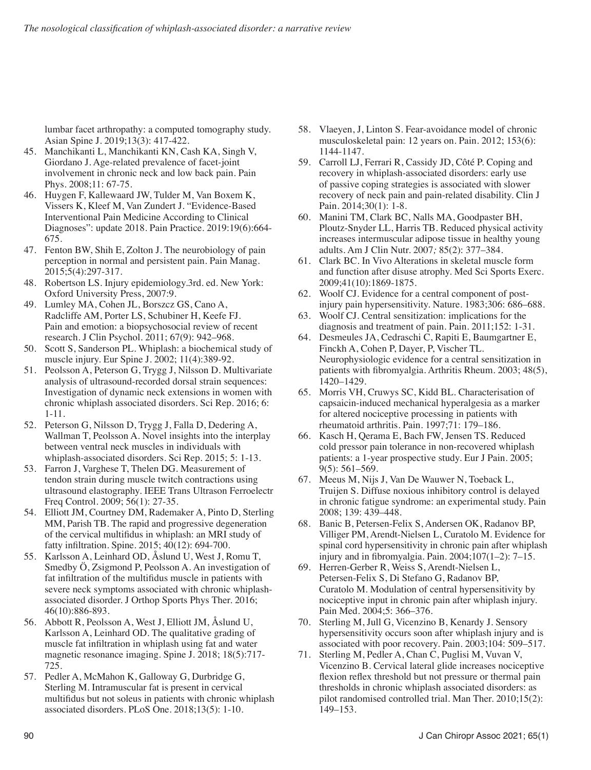lumbar facet arthropathy: a computed tomography study. Asian Spine J. 2019;13(3): 417-422.

45. Manchikanti L, Manchikanti KN, Cash KA, Singh V, Giordano J. Age-related prevalence of facet-joint involvement in chronic neck and low back pain. Pain Phys. 2008;11: 67-75.
46. Huygen F, Kallewaard JW, Tulder M, Van Boxem K, Vissers K, Kleef M, Van Zundert J. "Evidence-Based Interventional Pain Medicine According to Clinical Diagnoses": update 2018. Pain Practice. 2019:19(6):664-675.
47. Fenton BW, Shih E, Zolton J. The neurobiology of pain perception in normal and persistent pain. Pain Manag. 2015;5(4):297-317.
48. Robertson LS. Injury epidemiology.3rd. ed. New York: Oxford University Press, 2007:9.
49. Lumley MA, Cohen JL, Borszcz GS, Cano A, Radcliffe AM, Porter LS, Schubiner H, Keefe FJ. Pain and emotion: a biopsychosocial review of recent research. J Clin Psychol. 2011; 67(9): 942–968.
50. Scott S, Sanderson PL. Whiplash: a biochemical study of muscle injury. Eur Spine J. 2002; 11(4):389-92.
51. Peolsson A, Peterson G, Trygg J, Nilsson D. Multivariate analysis of ultrasound-recorded dorsal strain sequences: Investigation of dynamic neck extensions in women with chronic whiplash associated disorders. Sci Rep. 2016; 6: 1-11.
52. Peterson G, Nilsson D, Trygg J, Falla D, Dedering A, Wallman T, Peolsson A. Novel insights into the interplay between ventral neck muscles in individuals with whiplash-associated disorders. Sci Rep. 2015; 5: 1-13.
53. Farron J, Varghese T, Thelen DG. Measurement of tendon strain during muscle twitch contractions using ultrasound elastography. IEEE Trans Ultrason Ferroelectr Freq Control. 2009; 56(1): 27-35.
54. Elliott JM, Courtney DM, Rademaker A, Pinto D, Sterling MM, Parish TB. The rapid and progressive degeneration of the cervical multifidus in whiplash: an MRI study of fatty infiltration. Spine. 2015; 40(12): 694-700.
55. Karlsson A, Leinhard OD, Åslund U, West J, Romu T, Smedby Ö, Zsigmond P, Peolsson A. An investigation of fat infiltration of the multifidus muscle in patients with severe neck symptoms associated with chronic whiplash-associated disorder. J Orthop Sports Phys Ther. 2016; 46(10):886-893.
56. Abbott R, Peolsson A, West J, Elliott JM, Åslund U, Karlsson A, Leinhard OD. The qualitative grading of muscle fat infiltration in whiplash using fat and water magnetic resonance imaging. Spine J. 2018; 18(5):717-725.
57. Pedler A, McMahon K, Galloway G, Durbridge G, Sterling M. Intramuscular fat is present in cervical multifidus but not soleus in patients with chronic whiplash associated disorders. PLoS One. 2018;13(5): 1-10.
58. Vlaeyen, J, Linton S. Fear-avoidance model of chronic musculoskeletal pain: 12 years on. Pain. 2012; 153(6): 1144-1147.
59. Carroll LJ, Ferrari R, Cassidy JD, Côté P. Coping and recovery in whiplash-associated disorders: early use of passive coping strategies is associated with slower recovery of neck pain and pain-related disability. Clin J Pain. 2014;30(1): 1-8.
60. Manini TM, Clark BC, Nalls MA, Goodpaster BH, Ploutz-Snyder LL, Harris TB. Reduced physical activity increases intermuscular adipose tissue in healthy young adults. Am J Clin Nutr. 2007; 85(2): 377–384.
61. Clark BC. In Vivo Alterations in skeletal muscle form and function after disuse atrophy. Med Sci Sports Exerc. 2009;41(10):1869-1875.
62. Woolf CJ. Evidence for a central component of post-injury pain hypersensitivity. Nature. 1983;306: 686–688.
63. Woolf CJ. Central sensitization: implications for the diagnosis and treatment of pain. Pain. 2011;152: 1-31.
64. Desmeules JA, Cedraschi C, Rapiti E, Baumgartner E, Finckh A, Cohen P, Dayer, P, Vischer TL. Neurophysiologic evidence for a central sensitization in patients with fibromyalgia. Arthritis Rheum. 2003; 48(5), 1420–1429.
65. Morris VH, Cruwys SC, Kidd BL. Characterisation of capsaicin-induced mechanical hyperalgesia as a marker for altered nociceptive processing in patients with rheumatoid arthritis. Pain. 1997;71: 179–186.
66. Kasch H, Qerama E, Bach FW, Jensen TS. Reduced cold pressor pain tolerance in non-recovered whiplash patients: a 1-year prospective study. Eur J Pain. 2005; 9(5): 561–569.
67. Meeus M, Nijs J, Van De Wauwer N, Toeback L, Truijen S. Diffuse noxious inhibitory control is delayed in chronic fatigue syndrome: an experimental study. Pain 2008; 139: 439–448.
68. Banic B, Petersen-Felix S, Andersen OK, Radanov BP, Villiger PM, Arendt-Nielsen L, Curatolo M. Evidence for spinal cord hypersensitivity in chronic pain after whiplash injury and in fibromyalgia. Pain. 2004;107(1–2): 7–15.
69. Herren-Gerber R, Weiss S, Arendt-Nielsen L, Petersen-Felix S, Di Stefano G, Radanov BP, Curatolo M. Modulation of central hypersensitivity by nociceptive input in chronic pain after whiplash injury. Pain Med. 2004;5: 366–376.
70. Sterling M, Jull G, Vicenzino B, Kenardy J. Sensory hypersensitivity occurs soon after whiplash injury and is associated with poor recovery. Pain. 2003;104: 509–517.
71. Sterling M, Pedler A, Chan C, Puglisi M, Vuvan V, Vicenzino B. Cervical lateral glide increases nociceptive flexion reflex threshold but not pressure or thermal pain thresholds in chronic whiplash associated disorders: as pilot randomised controlled trial. Man Ther. 2010;15(2): 149–153.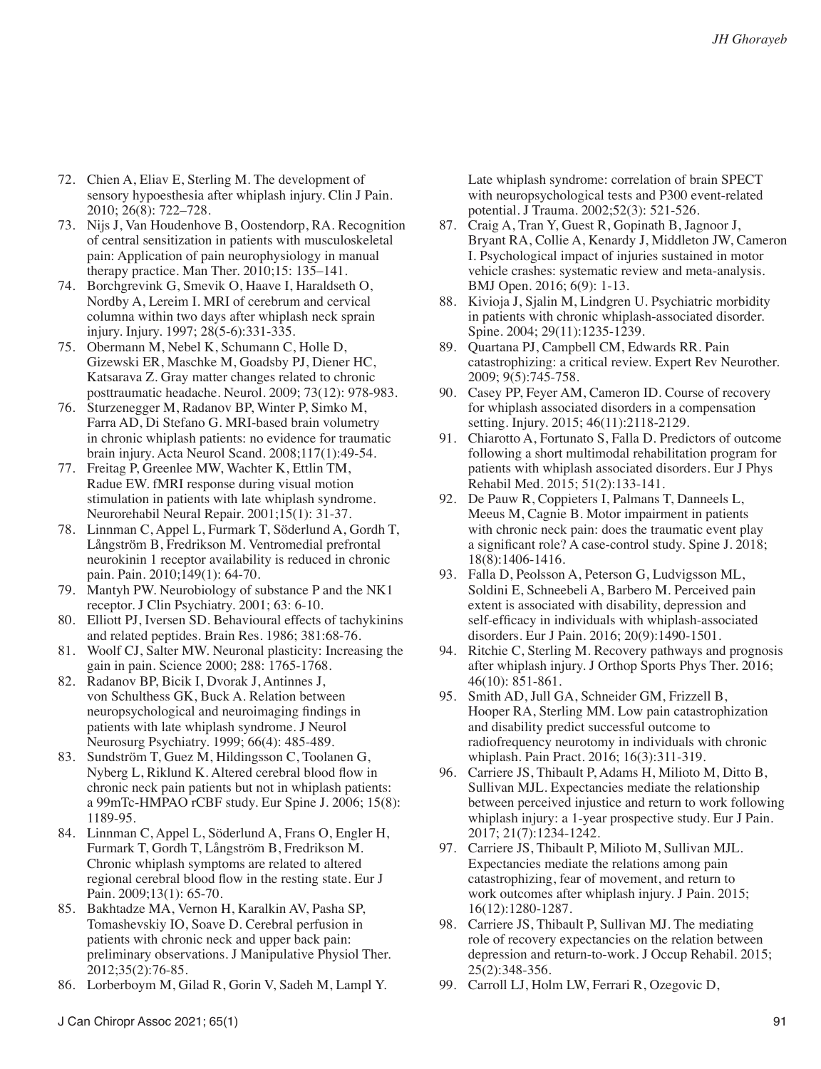72. Chien A, Eliav E, Sterling M. The development of sensory hypoesthesia after whiplash injury. Clin J Pain. 2010; 26(8): 722–728.
73. Nijs J, Van Houdenhove B, Oostendorp, RA. Recognition of central sensitization in patients with musculoskeletal pain: Application of pain neurophysiology in manual therapy practice. Man Ther. 2010;15: 135–141.
74. Borchgrevink G, Smevik O, Haave I, Haraldseth O, Nordby A, Lereim I. MRI of cerebrum and cervical columna within two days after whiplash neck sprain injury. Injury. 1997; 28(5-6):331-335.
75. Obermann M, Nebel K, Schumann C, Holle D, Gizewski ER, Maschke M, Goadsby PJ, Diener HC, Katsarava Z. Gray matter changes related to chronic posttraumatic headache. Neurol. 2009; 73(12): 978-983.
76. Sturzenegger M, Radanov BP, Winter P, Simko M, Farra AD, Di Stefano G. MRI-based brain volumetry in chronic whiplash patients: no evidence for traumatic brain injury. Acta Neurol Scand. 2008;117(1):49-54.
77. Freitag P, Greenlee MW, Wachter K, Ettlin TM, Radue EW. fMRI response during visual motion stimulation in patients with late whiplash syndrome. Neurorehabil Neural Repair. 2001;15(1): 31-37.
78. Linnman C, Appel L, Furmark T, Söderlund A, Gordh T, Långström B, Fredrikson M. Ventromedial prefrontal neurokinin 1 receptor availability is reduced in chronic pain. Pain. 2010;149(1): 64-70.
79. Mantyh PW. Neurobiology of substance P and the NK1 receptor. J Clin Psychiatry. 2001; 63: 6-10.
80. Elliott PJ, Iversen SD. Behavioural effects of tachykinins and related peptides. Brain Res. 1986; 381:68-76.
81. Woolf CJ, Salter MW. Neuronal plasticity: Increasing the gain in pain. Science 2000; 288: 1765-1768.
82. Radanov BP, Bicik I, Dvorak J, Antinnes J, von Schulthess GK, Buck A. Relation between neuropsychological and neuroimaging findings in patients with late whiplash syndrome. J Neurol Neurosurg Psychiatry. 1999; 66(4): 485-489.
83. Sundström T, Guez M, Hildingsson C, Toolanen G, Nyberg L, Riklund K. Altered cerebral blood flow in chronic neck pain patients but not in whiplash patients: a 99mTc-HMPAO rCBF study. Eur Spine J. 2006; 15(8): 1189-95.
84. Linnman C, Appel L, Söderlund A, Frans O, Engler H, Furmark T, Gordh T, Långström B, Fredrikson M. Chronic whiplash symptoms are related to altered regional cerebral blood flow in the resting state. Eur J Pain. 2009;13(1): 65-70.
85. Bakhtadze MA, Vernon H, Karalkin AV, Pasha SP, Tomashevskiy IO, Soave D. Cerebral perfusion in patients with chronic neck and upper back pain: preliminary observations. J Manipulative Physiol Ther. 2012;35(2):76-85.
86. Lorberboym M, Gilad R, Gorin V, Sadeh M, Lampl Y. Late whiplash syndrome: correlation of brain SPECT with neuropsychological tests and P300 event-related potential. J Trauma. 2002;52(3): 521-526.
87. Craig A, Tran Y, Guest R, Gopinath B, Jagnoor J, Bryant RA, Collie A, Kenardy J, Middleton JW, Cameron I. Psychological impact of injuries sustained in motor vehicle crashes: systematic review and meta-analysis. BMJ Open. 2016; 6(9): 1-13.
88. Kivioja J, Sjalin M, Lindgren U. Psychiatric morbidity in patients with chronic whiplash-associated disorder. Spine. 2004; 29(11):1235-1239.
89. Quartana PJ, Campbell CM, Edwards RR. Pain catastrophizing: a critical review. Expert Rev Neurother. 2009; 9(5):745-758.
90. Casey PP, Feyer AM, Cameron ID. Course of recovery for whiplash associated disorders in a compensation setting. Injury. 2015; 46(11):2118-2129.
91. Chiarotto A, Fortunato S, Falla D. Predictors of outcome following a short multimodal rehabilitation program for patients with whiplash associated disorders. Eur J Phys Rehabil Med. 2015; 51(2):133-141.
92. De Pauw R, Coppieters I, Palmans T, Danneels L, Meeus M, Cagnie B. Motor impairment in patients with chronic neck pain: does the traumatic event play a significant role? A case-control study. Spine J. 2018; 18(8):1406-1416.
93. Falla D, Peolsson A, Peterson G, Ludvigsson ML, Soldini E, Schneebeli A, Barbero M. Perceived pain extent is associated with disability, depression and self-efficacy in individuals with whiplash-associated disorders. Eur J Pain. 2016; 20(9):1490-1501.
94. Ritchie C, Sterling M. Recovery pathways and prognosis after whiplash injury. J Orthop Sports Phys Ther. 2016; 46(10): 851-861.
95. Smith AD, Jull GA, Schneider GM, Frizzell B, Hooper RA, Sterling MM. Low pain catastrophization and disability predict successful outcome to radiofrequency neurotomy in individuals with chronic whiplash. Pain Pract. 2016; 16(3):311-319.
96. Carriere JS, Thibault P, Adams H, Milioto M, Ditto B, Sullivan MJL. Expectancies mediate the relationship between perceived injustice and return to work following whiplash injury: a 1-year prospective study. Eur J Pain. 2017; 21(7):1234-1242.
97. Carriere JS, Thibault P, Milioto M, Sullivan MJL. Expectancies mediate the relations among pain catastrophizing, fear of movement, and return to work outcomes after whiplash injury. J Pain. 2015; 16(12):1280-1287.
98. Carriere JS, Thibault P, Sullivan MJ. The mediating role of recovery expectancies on the relation between depression and return-to-work. J Occup Rehabil. 2015; 25(2):348-356.
99. Carroll LJ, Holm LW, Ferrari R, Ozegovic D,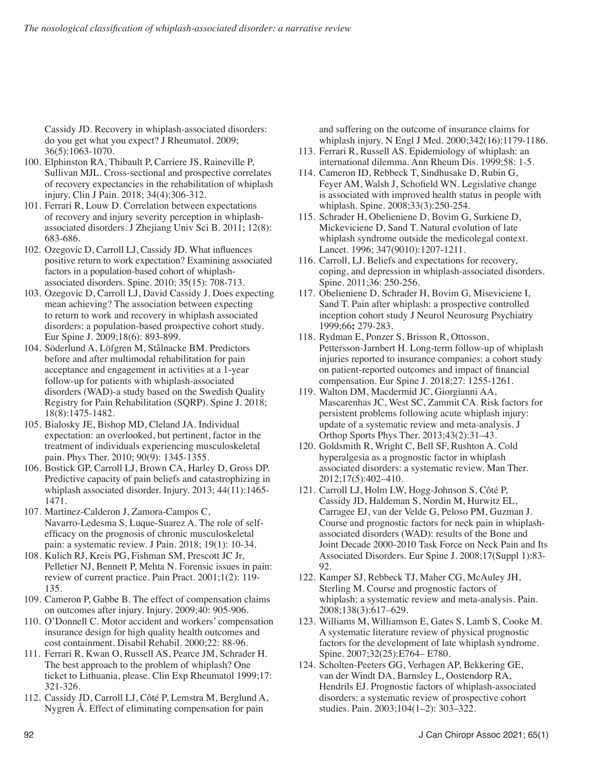Cassidy JD. Recovery in whiplash-associated disorders: do you get what you expect? J Rheumatol. 2009; 36(5):1063-1070.

100. Elphinston RA, Thibault P, Carriere JS, Raineville P, Sullivan MJL. Cross-sectional and prospective correlates of recovery expectancies in the rehabilitation of whiplash injury. Clin J Pain. 2018; 34(4):306-312.
101. Ferrari R, Louw D. Correlation between expectations of recovery and injury severity perception in whiplash-associated disorders. J Zhejiang Univ Sci B. 2011; 12(8): 683-686.
102. Ozegovic D, Carroll LJ, Cassidy JD. What influences positive return to work expectation? Examining associated factors in a population-based cohort of whiplash-associated disorders. Spine. 2010; 35(15): 708-713.
103. Ozegovic D, Carroll LJ, David Cassidy J. Does expecting mean achieving? The association between expecting to return to work and recovery in whiplash associated disorders: a population-based prospective cohort study. Eur Spine J. 2009;18(6): 893-899.
104. Söderlund A, Löfgren M, Stålnacke BM. Predictors before and after multimodal rehabilitation for pain acceptance and engagement in activities at a 1-year follow-up for patients with whiplash-associated disorders (WAD)-a study based on the Swedish Quality Registry for Pain Rehabilitation (SQRP). Spine J. 2018; 18(8):1475-1482.
105. Bialosky JE, Bishop MD, Cleland JA. Individual expectation: an overlooked, but pertinent, factor in the treatment of individuals experiencing musculoskeletal pain. Phys Ther. 2010; 90(9): 1345-1355.
106. Bostick GP, Carroll LJ, Brown CA, Harley D, Gross DP. Predictive capacity of pain beliefs and catastrophizing in whiplash associated disorder. Injury. 2013; 44(11):1465-1471.
107. Martinez-Calderon J, Zamora-Campos C, Navarro-Ledesma S, Luque-Suarez A. The role of self-efficacy on the prognosis of chronic musculoskeletal pain: a systematic review. J Pain. 2018; 19(1): 10-34.
108. Kulich RJ, Kreis PG, Fishman SM, Prescott JC Jr, Pelletier NJ, Bennett P, Mehta N. Forensic issues in pain: review of current practice. Pain Pract. 2001;1(2): 119-135.
109. Cameron P, Gabbe B. The effect of compensation claims on outcomes after injury. Injury. 2009;40: 905-906.
110. O'Donnell C. Motor accident and workers' compensation insurance design for high quality health outcomes and cost containment. Disabil Rehabil. 2000;22: 88-96.
111. Ferrari R, Kwan O, Russell AS, Pearce JM, Schrader H. The best approach to the problem of whiplash? One ticket to Lithuania, please. Clin Exp Rheumatol 1999;17: 321-326.
112. Cassidy JD, Carroll LJ, Côté P, Lemstra M, Berglund A, Nygren Å. Effect of eliminating compensation for pain and suffering on the outcome of insurance claims for whiplash injury. N Engl J Med. 2000;342(16):1179-1186.
113. Ferrari R, Russell AS. Epidemiology of whiplash: an international dilemma. Ann Rheum Dis. 1999;58: 1-5.
114. Cameron ID, Rebbeck T, Sindhusake D, Rubin G, Feyer AM, Walsh J, Schofield WN. Legislative change is associated with improved health status in people with whiplash. Spine. 2008;33(3):250-254.
115. Schrader H, Obelieniene D, Bovim G, Surkiene D, Mickeviciene D, Sand T. Natural evolution of late whiplash syndrome outside the medicolegal context. Lancet. 1996; 347(9010):1207-1211.
116. Carroll, LJ. Beliefs and expectations for recovery, coping, and depression in whiplash-associated disorders. Spine. 2011;36: 250-256.
117. Obelieniene D, Schrader H, Bovim G, Miseviciene I, Sand T. Pain after whiplash: a prospective controlled inception cohort study J Neurol Neurosurg Psychiatry 1999;66**:** 279-283.
118. Rydman E, Ponzer S, Brisson R, Ottosson, Pettersson-Jarnbert H. Long-term follow-up of whiplash injuries reported to insurance companies: a cohort study on patient-reported outcomes and impact of financial compensation. Eur Spine J. 2018;27: 1255-1261.
119. Walton DM, Macdermid JC, Giorgianni AA, Mascarenhas JC, West SC, Zammit CA. Risk factors for persistent problems following acute whiplash injury: update of a systematic review and meta-analysis. J Orthop Sports Phys Ther. 2013;43(2):31–43.
120. Goldsmith R, Wright C, Bell SF, Rushton A. Cold hyperalgesia as a prognostic factor in whiplash associated disorders: a systematic review. Man Ther. 2012;17(5):402–410.
121. Carroll LJ, Holm LW, Hogg-Johnson S, Côté P, Cassidy JD, Haldeman S, Nordin M, Hurwitz EL, Carragee EJ, van der Velde G, Peloso PM, Guzman J. Course and prognostic factors for neck pain in whiplash-associated disorders (WAD): results of the Bone and Joint Decade 2000-2010 Task Force on Neck Pain and Its Associated Disorders. Eur Spine J. 2008;17(Suppl 1):83-92.
122. Kamper SJ, Rebbeck TJ, Maher CG, McAuley JH, Sterling M. Course and prognostic factors of whiplash: a systematic review and meta-analysis. Pain. 2008;138(3):617–629.
123. Williams M, Williamson E, Gates S, Lamb S, Cooke M. A systematic literature review of physical prognostic factors for the development of late whiplash syndrome. Spine. 2007;32(25):E764– E780.
124. Scholten-Peeters GG, Verhagen AP, Bekkering GE, van der Windt DA, Barnsley L, Oostendorp RA, Hendrils EJ. Prognostic factors of whiplash-associated disorders: a systematic review of prospective cohort studies. Pain. 2003;104(1–2): 303–322.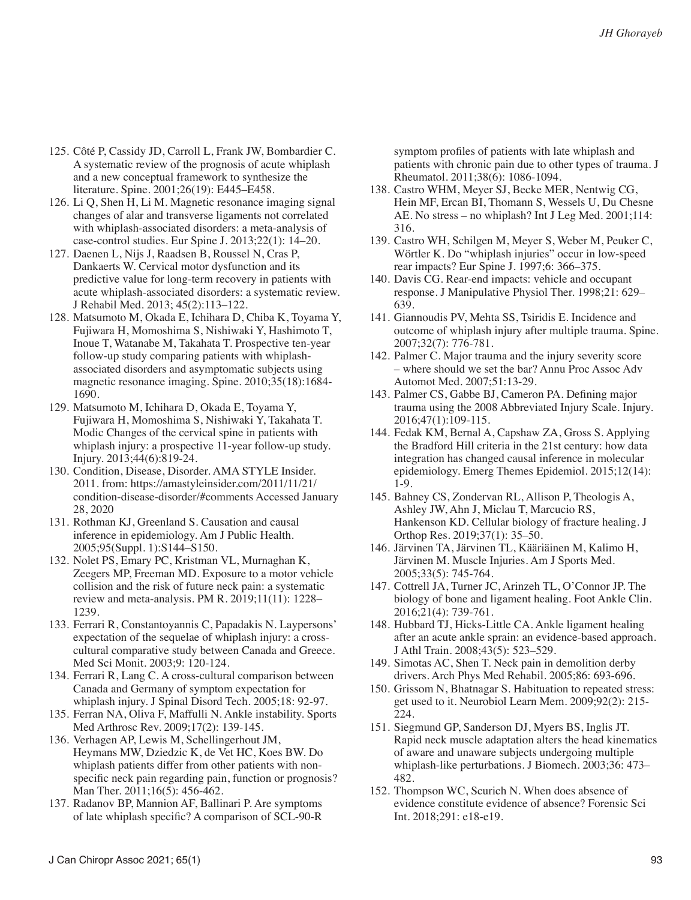125. Côté P, Cassidy JD, Carroll L, Frank JW, Bombardier C. A systematic review of the prognosis of acute whiplash and a new conceptual framework to synthesize the literature. Spine. 2001;26(19): E445–E458.
126. Li Q, Shen H, Li M. Magnetic resonance imaging signal changes of alar and transverse ligaments not correlated with whiplash-associated disorders: a meta-analysis of case-control studies. Eur Spine J. 2013;22(1): 14–20.
127. Daenen L, Nijs J, Raadsen B, Roussel N, Cras P, Dankaerts W. Cervical motor dysfunction and its predictive value for long-term recovery in patients with acute whiplash-associated disorders: a systematic review. J Rehabil Med. 2013; 45(2):113–122.
128. Matsumoto M, Okada E, Ichihara D, Chiba K, Toyama Y, Fujiwara H, Momoshima S, Nishiwaki Y, Hashimoto T, Inoue T, Watanabe M, Takahata T. Prospective ten-year follow-up study comparing patients with whiplash-associated disorders and asymptomatic subjects using magnetic resonance imaging. Spine. 2010;35(18):1684-1690.
129. Matsumoto M, Ichihara D, Okada E, Toyama Y, Fujiwara H, Momoshima S, Nishiwaki Y, Takahata T. Modic Changes of the cervical spine in patients with whiplash injury: a prospective 11-year follow-up study. Injury. 2013;44(6):819-24.
130. Condition, Disease, Disorder. AMA STYLE Insider. 2011. from: https://amastyleinsider.com/2011/11/21/condition-disease-disorder/#comments Accessed January 28, 2020
131. Rothman KJ, Greenland S. Causation and causal inference in epidemiology. Am J Public Health. 2005;95(Suppl. 1):S144–S150.
132. Nolet PS, Emary PC, Kristman VL, Murnaghan K, Zeegers MP, Freeman MD. Exposure to a motor vehicle collision and the risk of future neck pain: a systematic review and meta-analysis. PM R. 2019;11(11): 1228–1239.
133. Ferrari R, Constantoyannis C, Papadakis N. Laypersons' expectation of the sequelae of whiplash injury: a cross-cultural comparative study between Canada and Greece. Med Sci Monit. 2003;9: 120-124.
134. Ferrari R, Lang C. A cross-cultural comparison between Canada and Germany of symptom expectation for whiplash injury. J Spinal Disord Tech. 2005;18: 92-97.
135. Ferran NA, Oliva F, Maffulli N. Ankle instability. Sports Med Arthrosc Rev. 2009;17(2): 139-145.
136. Verhagen AP, Lewis M, Schellingerhout JM, Heymans MW, Dziedzic K, de Vet HC, Koes BW. Do whiplash patients differ from other patients with non-specific neck pain regarding pain, function or prognosis? Man Ther. 2011;16(5): 456-462.
137. Radanov BP, Mannion AF, Ballinari P. Are symptoms of late whiplash specific? A comparison of SCL-90-R symptom profiles of patients with late whiplash and patients with chronic pain due to other types of trauma. J Rheumatol. 2011;38(6): 1086-1094.
138. Castro WHM, Meyer SJ, Becke MER, Nentwig CG, Hein MF, Ercan BI, Thomann S, Wessels U, Du Chesne AE. No stress – no whiplash? Int J Leg Med. 2001;114: 316.
139. Castro WH, Schilgen M, Meyer S, Weber M, Peuker C, Wörtler K. Do "whiplash injuries" occur in low-speed rear impacts? Eur Spine J. 1997;6: 366–375.
140. Davis CG. Rear-end impacts: vehicle and occupant response. J Manipulative Physiol Ther. 1998;21: 629–639.
141. Giannoudis PV, Mehta SS, Tsiridis E. Incidence and outcome of whiplash injury after multiple trauma. Spine. 2007;32(7): 776-781.
142. Palmer C. Major trauma and the injury severity score – where should we set the bar? Annu Proc Assoc Adv Automot Med. 2007;51:13-29.
143. Palmer CS, Gabbe BJ, Cameron PA. Defining major trauma using the 2008 Abbreviated Injury Scale. Injury. 2016;47(1):109-115.
144. Fedak KM, Bernal A, Capshaw ZA, Gross S. Applying the Bradford Hill criteria in the 21st century: how data integration has changed causal inference in molecular epidemiology. Emerg Themes Epidemiol. 2015;12(14): 1-9.
145. Bahney CS, Zondervan RL, Allison P, Theologis A, Ashley JW, Ahn J, Miclau T, Marcucio RS, Hankenson KD. Cellular biology of fracture healing. J Orthop Res. 2019;37(1): 35–50.
146. Järvinen TA, Järvinen TL, Kääriäinen M, Kalimo H, Järvinen M. Muscle Injuries. Am J Sports Med. 2005;33(5): 745-764.
147. Cottrell JA, Turner JC, Arinzeh TL, O'Connor JP. The biology of bone and ligament healing. Foot Ankle Clin. 2016;21(4): 739-761.
148. Hubbard TJ, Hicks-Little CA. Ankle ligament healing after an acute ankle sprain: an evidence-based approach. J Athl Train. 2008;43(5): 523–529.
149. Simotas AC, Shen T. Neck pain in demolition derby drivers. Arch Phys Med Rehabil. 2005;86: 693-696.
150. Grissom N, Bhatnagar S. Habituation to repeated stress: get used to it. Neurobiol Learn Mem. 2009;92(2): 215-224.
151. Siegmund GP, Sanderson DJ, Myers BS, Inglis JT. Rapid neck muscle adaptation alters the head kinematics of aware and unaware subjects undergoing multiple whiplash-like perturbations. J Biomech. 2003;36: 473–482.
152. Thompson WC, Scurich N. When does absence of evidence constitute evidence of absence? Forensic Sci Int. 2018;291: e18-e19.